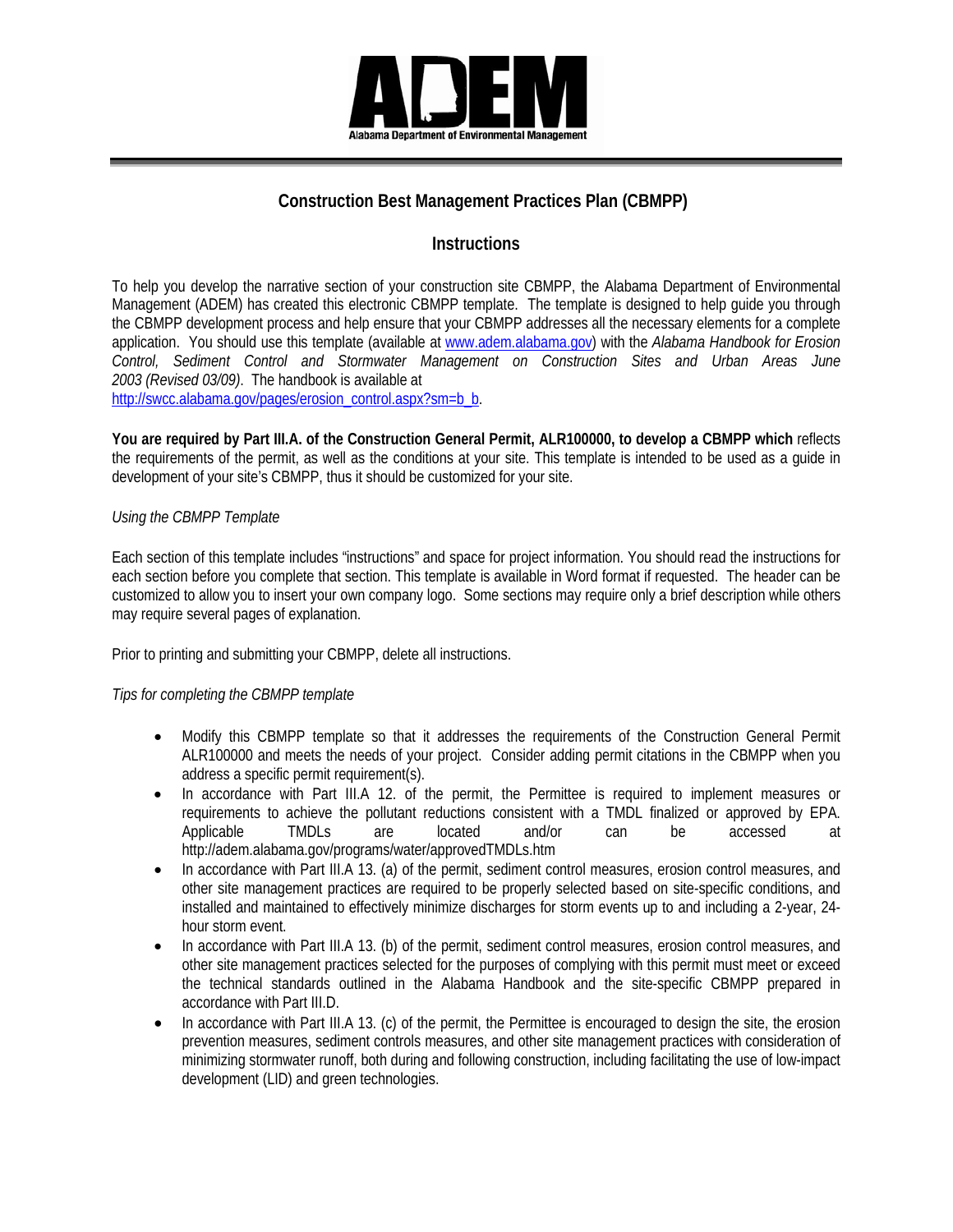ADEM

Alabama Department of Environmental Management

# Construction Best Management Practices Plan (CBMPP)

## Instructions

To help you develop the narrative section of your construction site CBMPP, the Alabama Department of Environmental Management (ADEM) has created this electronic CBMPP template. The template is designed to help guide you through the CBMPP development process and help ensure that your CBMPP addresses all the necessary elements for a complete application. You should use this template (available at www.adem.alabama.gov) with the *Alabama Handbook for Erosion Control, Sediment Control and Stormwater Management on Construction Sites and Urban Areas June 2003 (Revised 03/09)*. The handbook is available at http://swcc.alabama.gov/pages/erosion_control.aspx?sm=b_b.

**You are required by Part III.A. of the Construction General Permit, ALR100000, to develop a CBMPP which** reflects the requirements of the permit, as well as the conditions at your site. This template is intended to be used as a guide in development of your site's CBMPP, thus it should be customized for your site.

*Using the CBMPP Template*

Each section of this template includes "instructions" and space for project information. You should read the instructions for each section before you complete that section. This template is available in Word format if requested. The header can be customized to allow you to insert your own company logo. Some sections may require only a brief description while others may require several pages of explanation.

Prior to printing and submitting your CBMPP, delete all instructions.

*Tips for completing the CBMPP template*

- Modify this CBMPP template so that it addresses the requirements of the Construction General Permit ALR100000 and meets the needs of your project. Consider adding permit citations in the CBMPP when you address a specific permit requirement(s).
- In accordance with Part III.A 12. of the permit, the Permittee is required to implement measures or requirements to achieve the pollutant reductions consistent with a TMDL finalized or approved by EPA. Applicable TMDLs are located and/or can be accessed at http://adem.alabama.gov/programs/water/approvedTMDLs.htm
- In accordance with Part III.A 13. (a) of the permit, sediment control measures, erosion control measures, and other site management practices are required to be properly selected based on site-specific conditions, and installed and maintained to effectively minimize discharges for storm events up to and including a 2-year, 24-hour storm event.
- In accordance with Part III.A 13. (b) of the permit, sediment control measures, erosion control measures, and other site management practices selected for the purposes of complying with this permit must meet or exceed the technical standards outlined in the Alabama Handbook and the site-specific CBMPP prepared in accordance with Part III.D.
- In accordance with Part III.A 13. (c) of the permit, the Permittee is encouraged to design the site, the erosion prevention measures, sediment controls measures, and other site management practices with consideration of minimizing stormwater runoff, both during and following construction, including facilitating the use of low-impact development (LID) and green technologies.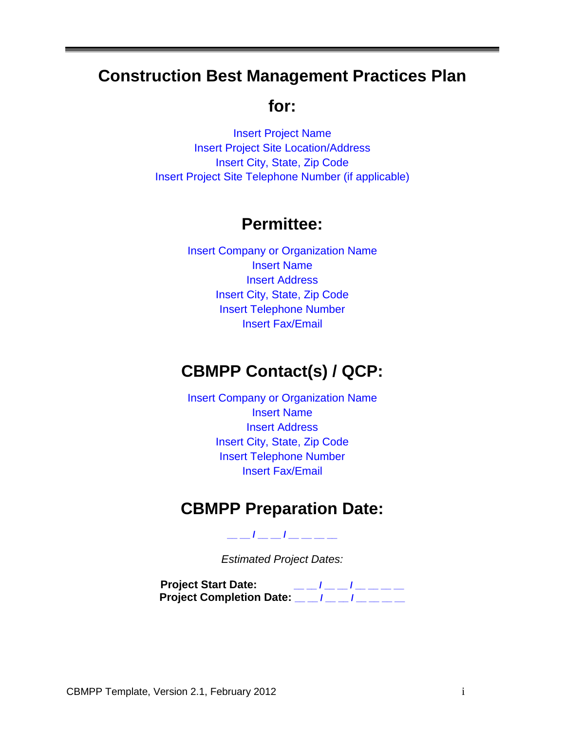# Construction Best Management Practices Plan

## for:

Insert Project Name
Insert Project Site Location/Address
Insert City, State, Zip Code
Insert Project Site Telephone Number (if applicable)

## Permittee:

Insert Company or Organization Name
Insert Name
Insert Address
Insert City, State, Zip Code
Insert Telephone Number
Insert Fax/Email

## CBMPP Contact(s) / QCP:

Insert Company or Organization Name
Insert Name
Insert Address
Insert City, State, Zip Code
Insert Telephone Number
Insert Fax/Email

## CBMPP Preparation Date:

__ __ / __ __ / __ __ __ __

*Estimated Project Dates:*

**Project Start Date:** __ __ / __ __ / __ __ __ __
**Project Completion Date:** __ __ / __ __ / __ __ __ __

CBMPP Template, Version 2.1, February 2012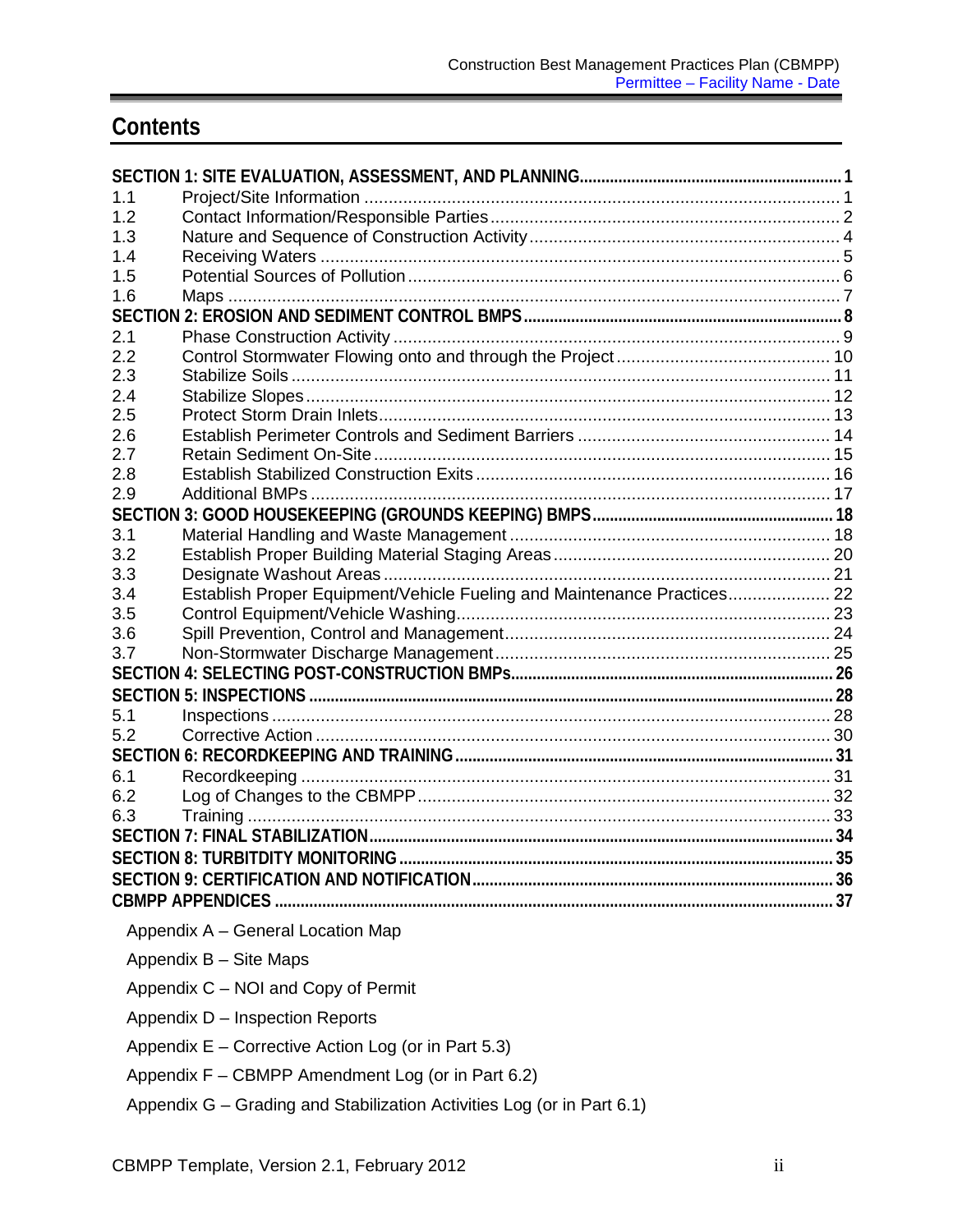# Contents

**SECTION 1: SITE EVALUATION, ASSESSMENT, AND PLANNING ... 1**

1.1 Project/Site Information ... 1
1.2 Contact Information/Responsible Parties ... 2
1.3 Nature and Sequence of Construction Activity ... 4
1.4 Receiving Waters ... 5
1.5 Potential Sources of Pollution ... 6
1.6 Maps ... 7

**SECTION 2: EROSION AND SEDIMENT CONTROL BMPS ... 8**

2.1 Phase Construction Activity ... 9
2.2 Control Stormwater Flowing onto and through the Project ... 10
2.3 Stabilize Soils ... 11
2.4 Stabilize Slopes ... 12
2.5 Protect Storm Drain Inlets ... 13
2.6 Establish Perimeter Controls and Sediment Barriers ... 14
2.7 Retain Sediment On-Site ... 15
2.8 Establish Stabilized Construction Exits ... 16
2.9 Additional BMPs ... 17

**SECTION 3: GOOD HOUSEKEEPING (GROUNDS KEEPING) BMPS ... 18**

3.1 Material Handling and Waste Management ... 18
3.2 Establish Proper Building Material Staging Areas ... 20
3.3 Designate Washout Areas ... 21
3.4 Establish Proper Equipment/Vehicle Fueling and Maintenance Practices ... 22
3.5 Control Equipment/Vehicle Washing ... 23
3.6 Spill Prevention, Control and Management ... 24
3.7 Non-Stormwater Discharge Management ... 25

**SECTION 4: SELECTING POST-CONSTRUCTION BMPs ... 26**

**SECTION 5: INSPECTIONS ... 28**

5.1 Inspections ... 28
5.2 Corrective Action ... 30

**SECTION 6: RECORDKEEPING AND TRAINING ... 31**

6.1 Recordkeeping ... 31
6.2 Log of Changes to the CBMPP ... 32
6.3 Training ... 33

**SECTION 7: FINAL STABILIZATION ... 34**

**SECTION 8: TURBITDITY MONITORING ... 35**

**SECTION 9: CERTIFICATION AND NOTIFICATION ... 36**

**CBMPP APPENDICES ... 37**

Appendix A – General Location Map

Appendix B – Site Maps

Appendix C – NOI and Copy of Permit

Appendix D – Inspection Reports

Appendix E – Corrective Action Log (or in Part 5.3)

Appendix F – CBMPP Amendment Log (or in Part 6.2)

Appendix G – Grading and Stabilization Activities Log (or in Part 6.1)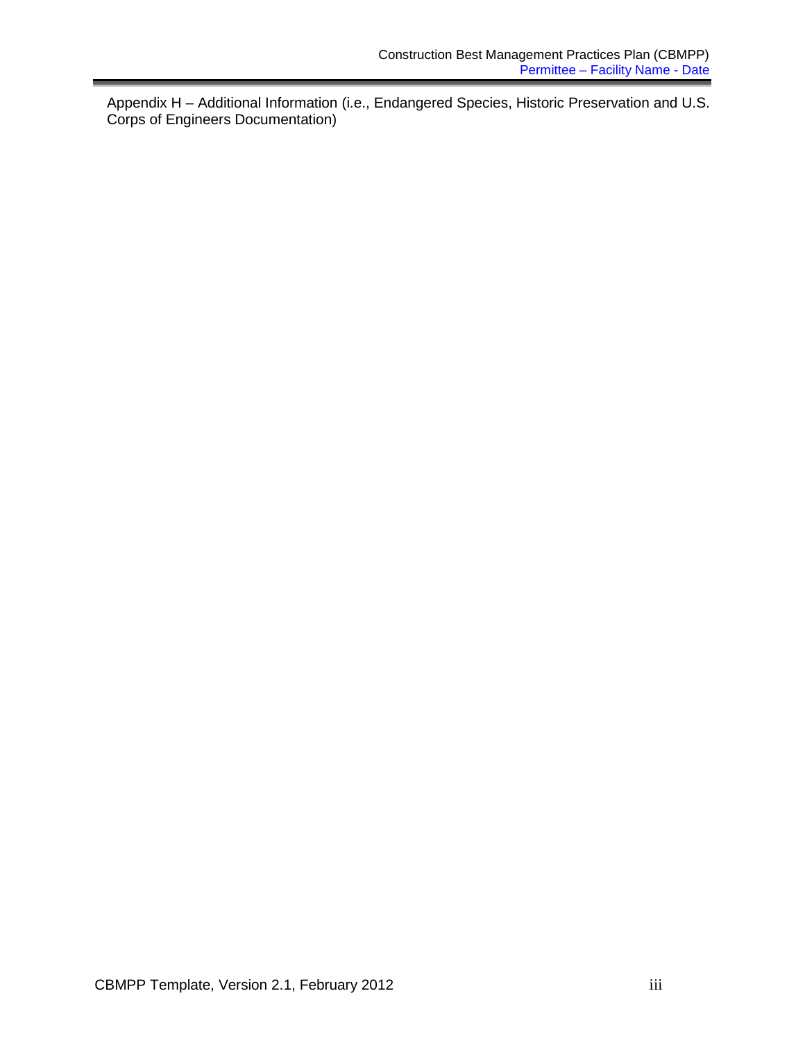Appendix H – Additional Information (i.e., Endangered Species, Historic Preservation and U.S. Corps of Engineers Documentation)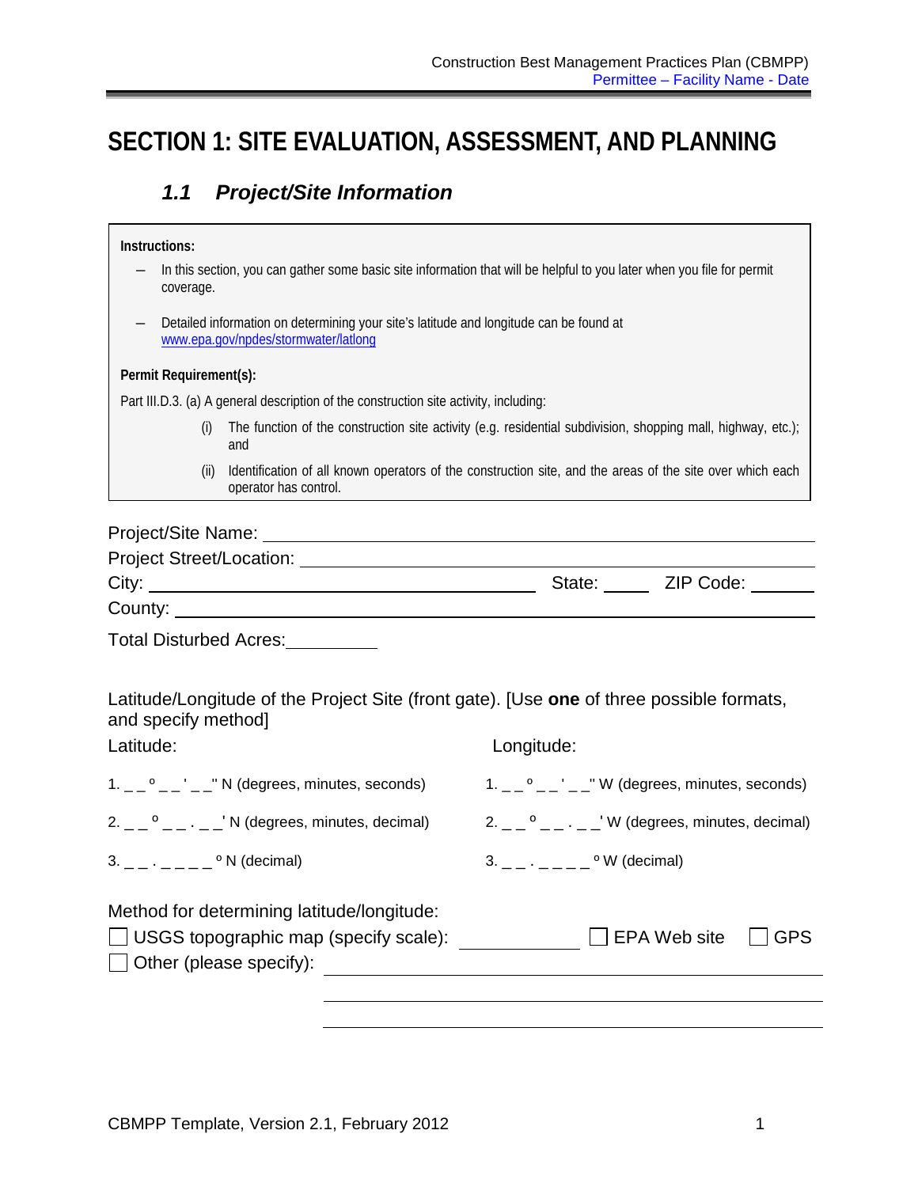# SECTION 1: SITE EVALUATION, ASSESSMENT, AND PLANNING

## *1.1 Project/Site Information*

**Instructions:**

- In this section, you can gather some basic site information that will be helpful to you later when you file for permit coverage.
- Detailed information on determining your site's latitude and longitude can be found at www.epa.gov/npdes/stormwater/latlong

**Permit Requirement(s):**

Part III.D.3. (a) A general description of the construction site activity, including:

(i) The function of the construction site activity (e.g. residential subdivision, shopping mall, highway, etc.); and

(ii) Identification of all known operators of the construction site, and the areas of the site over which each operator has control.

Project/Site Name: ______________________________

Project Street/Location: ______________________________

City: ______________________ State: _____ ZIP Code: _______

County: ______________________________

Total Disturbed Acres: __________

Latitude/Longitude of the Project Site (front gate). [Use **one** of three possible formats, and specify method]

Latitude:

1. _ _ º _ _ ' _ _" N (degrees, minutes, seconds)
2. _ _ º _ _ . _ _' N (degrees, minutes, decimal)
3. _ _ . _ _ _ _ º N (decimal)

Longitude:

1. _ _ º _ _ ' _ _" W (degrees, minutes, seconds)
2. _ _ º _ _ . _ _' W (degrees, minutes, decimal)
3. _ _ . _ _ _ _ º W (decimal)

Method for determining latitude/longitude:

☐ USGS topographic map (specify scale): __________ ☐ EPA Web site ☐ GPS

☐ Other (please specify): ______________________________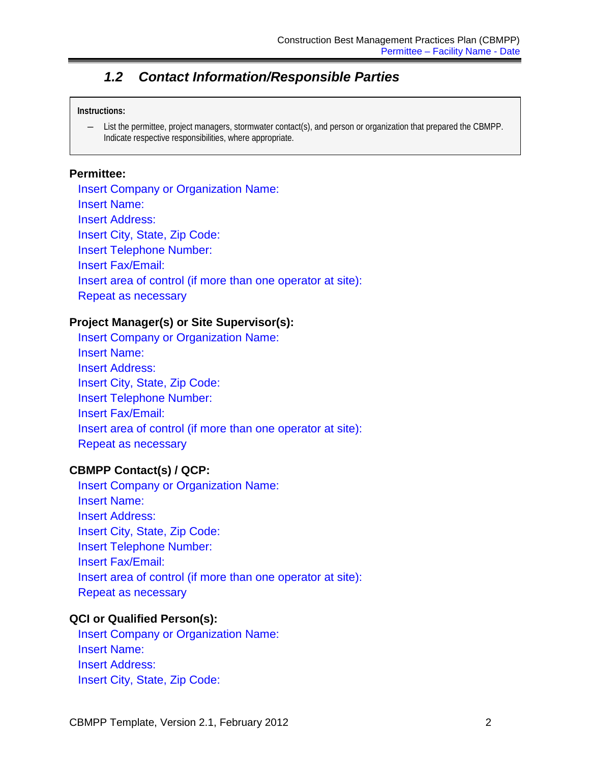### *1.2 Contact Information/Responsible Parties*

**Instructions:**

- List the permittee, project managers, stormwater contact(s), and person or organization that prepared the CBMPP. Indicate respective responsibilities, where appropriate.

**Permittee:**

Insert Company or Organization Name:
Insert Name:
Insert Address:
Insert City, State, Zip Code:
Insert Telephone Number:
Insert Fax/Email:
Insert area of control (if more than one operator at site):
Repeat as necessary

**Project Manager(s) or Site Supervisor(s):**

Insert Company or Organization Name:
Insert Name:
Insert Address:
Insert City, State, Zip Code:
Insert Telephone Number:
Insert Fax/Email:
Insert area of control (if more than one operator at site):
Repeat as necessary

**CBMPP Contact(s) / QCP:**

Insert Company or Organization Name:
Insert Name:
Insert Address:
Insert City, State, Zip Code:
Insert Telephone Number:
Insert Fax/Email:
Insert area of control (if more than one operator at site):
Repeat as necessary

**QCI or Qualified Person(s):**

Insert Company or Organization Name:
Insert Name:
Insert Address:
Insert City, State, Zip Code: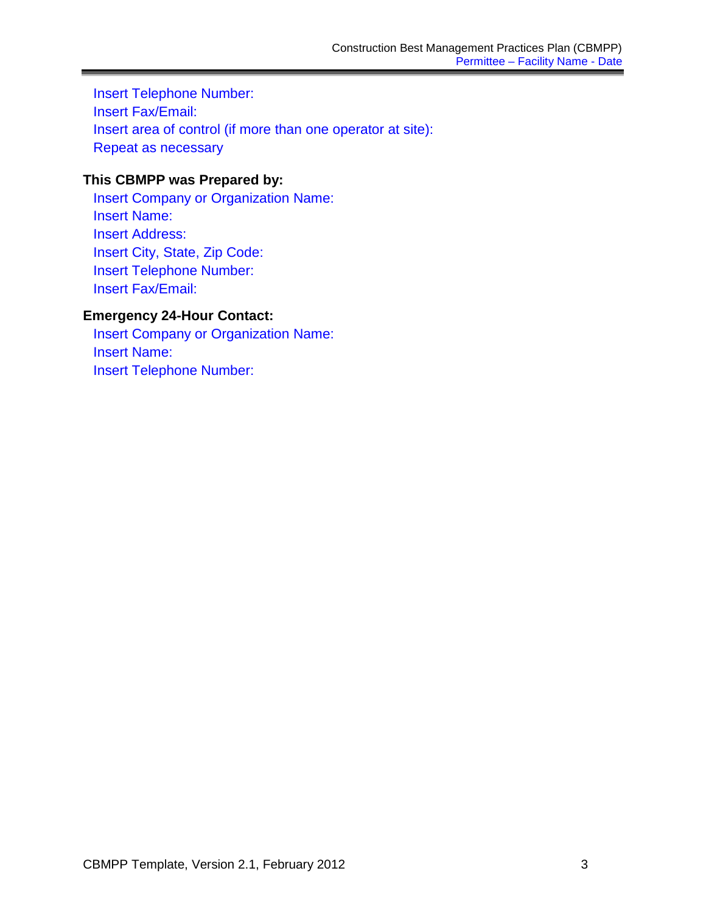Insert Telephone Number:
Insert Fax/Email:
Insert area of control (if more than one operator at site):
Repeat as necessary

**This CBMPP was Prepared by:**

Insert Company or Organization Name:
Insert Name:
Insert Address:
Insert City, State, Zip Code:
Insert Telephone Number:
Insert Fax/Email:

**Emergency 24-Hour Contact:**

Insert Company or Organization Name:
Insert Name:
Insert Telephone Number: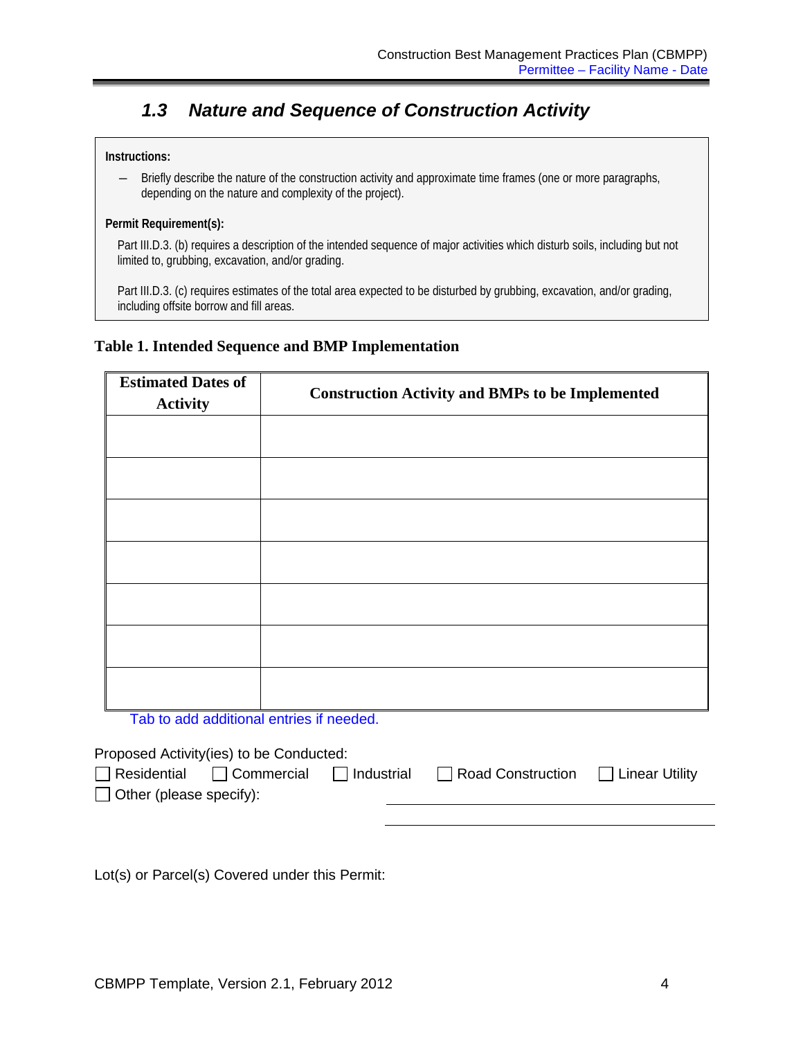## 1.3 Nature and Sequence of Construction Activity

**Instructions:**

- Briefly describe the nature of the construction activity and approximate time frames (one or more paragraphs, depending on the nature and complexity of the project).

**Permit Requirement(s):**

Part III.D.3. (b) requires a description of the intended sequence of major activities which disturb soils, including but not limited to, grubbing, excavation, and/or grading.

Part III.D.3. (c) requires estimates of the total area expected to be disturbed by grubbing, excavation, and/or grading, including offsite borrow and fill areas.

**Table 1. Intended Sequence and BMP Implementation**

| Estimated Dates of Activity | Construction Activity and BMPs to be Implemented |
|---|---|
| | |
| | |
| | |
| | |
| | |
| | |
| | |

Tab to add additional entries if needed.

Proposed Activity(ies) to be Conducted:

☐ Residential ☐ Commercial ☐ Industrial ☐ Road Construction ☐ Linear Utility

☐ Other (please specify): ____________________________________________

____________________________________________

Lot(s) or Parcel(s) Covered under this Permit: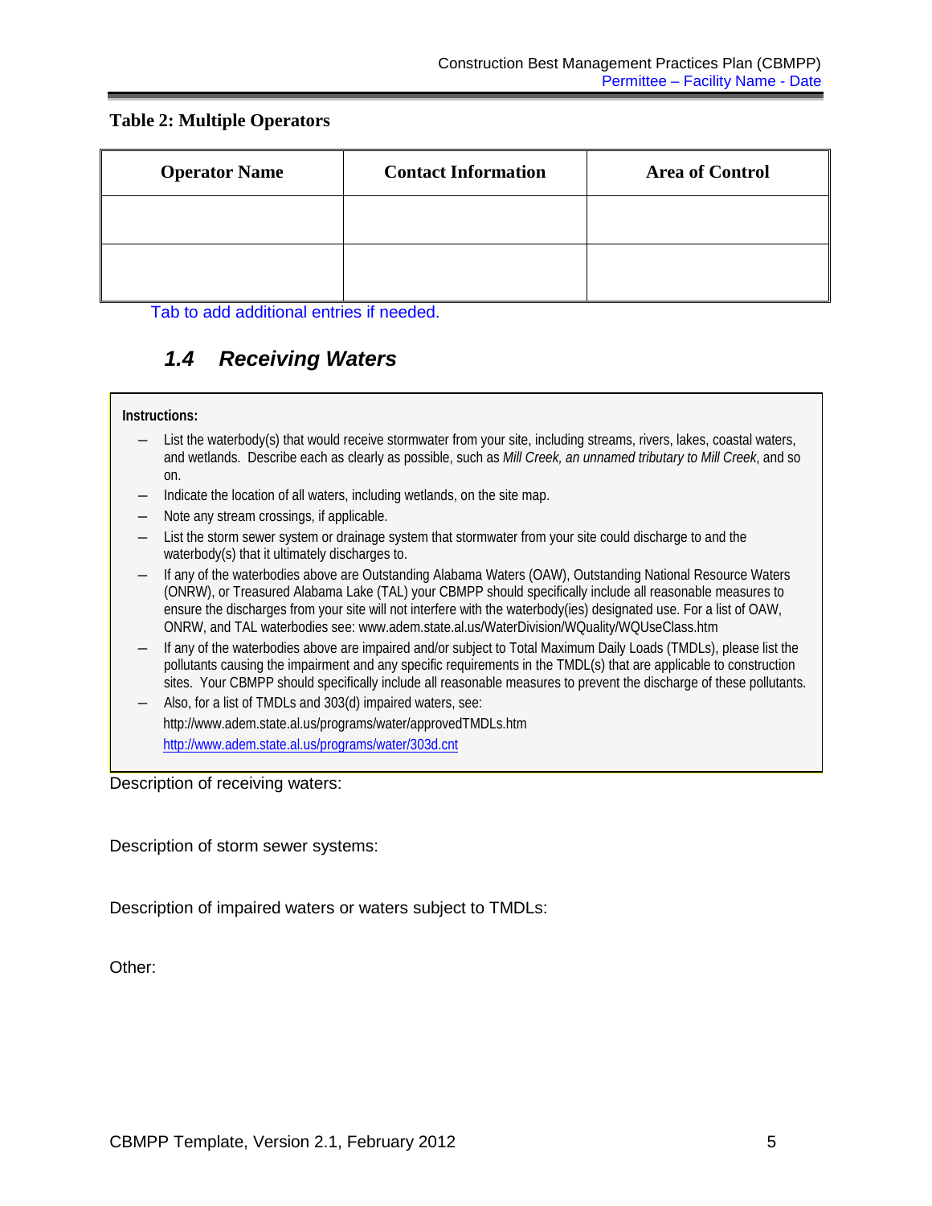**Table 2: Multiple Operators**

| Operator Name | Contact Information | Area of Control |
| --- | --- | --- |
| | | |
| | | |

Tab to add additional entries if needed.

## *1.4 Receiving Waters*

**Instructions:**

- List the waterbody(s) that would receive stormwater from your site, including streams, rivers, lakes, coastal waters, and wetlands. Describe each as clearly as possible, such as *Mill Creek, an unnamed tributary to Mill Creek*, and so on.
- Indicate the location of all waters, including wetlands, on the site map.
- Note any stream crossings, if applicable.
- List the storm sewer system or drainage system that stormwater from your site could discharge to and the waterbody(s) that it ultimately discharges to.
- If any of the waterbodies above are Outstanding Alabama Waters (OAW), Outstanding National Resource Waters (ONRW), or Treasured Alabama Lake (TAL) your CBMPP should specifically include all reasonable measures to ensure the discharges from your site will not interfere with the waterbody(ies) designated use. For a list of OAW, ONRW, and TAL waterbodies see: www.adem.state.al.us/WaterDivision/WQuality/WQUseClass.htm
- If any of the waterbodies above are impaired and/or subject to Total Maximum Daily Loads (TMDLs), please list the pollutants causing the impairment and any specific requirements in the TMDL(s) that are applicable to construction sites. Your CBMPP should specifically include all reasonable measures to prevent the discharge of these pollutants.
- Also, for a list of TMDLs and 303(d) impaired waters, see:
  http://www.adem.state.al.us/programs/water/approvedTMDLs.htm
  http://www.adem.state.al.us/programs/water/303d.cnt

Description of receiving waters:

Description of storm sewer systems:

Description of impaired waters or waters subject to TMDLs:

Other: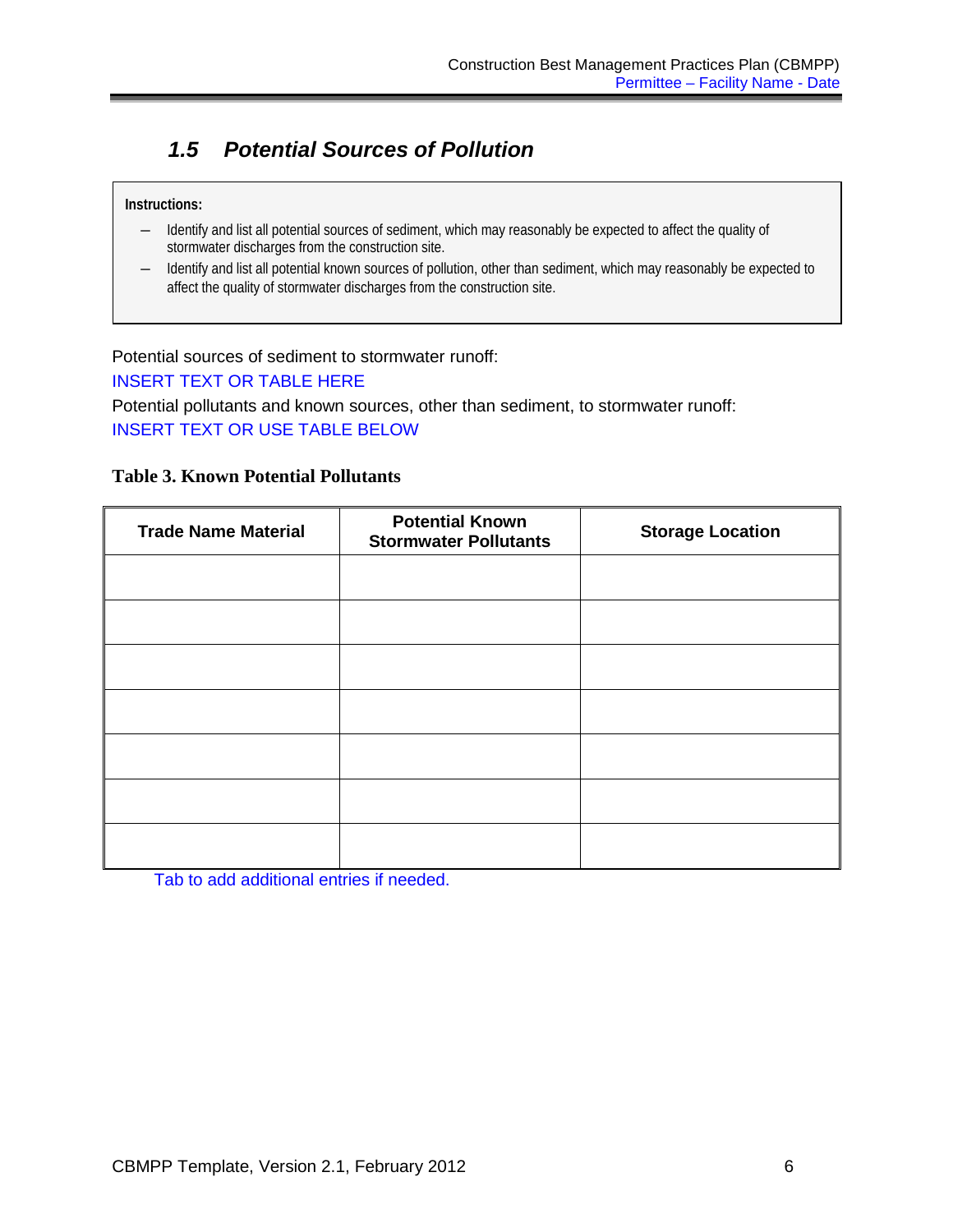## 1.5 Potential Sources of Pollution

**Instructions:**

- Identify and list all potential sources of sediment, which may reasonably be expected to affect the quality of stormwater discharges from the construction site.
- Identify and list all potential known sources of pollution, other than sediment, which may reasonably be expected to affect the quality of stormwater discharges from the construction site.

Potential sources of sediment to stormwater runoff:

INSERT TEXT OR TABLE HERE

Potential pollutants and known sources, other than sediment, to stormwater runoff:

INSERT TEXT OR USE TABLE BELOW

**Table 3. Known Potential Pollutants**

| Trade Name Material | Potential Known Stormwater Pollutants | Storage Location |
|---|---|---|
| | | |
| | | |
| | | |
| | | |
| | | |
| | | |
| | | |

Tab to add additional entries if needed.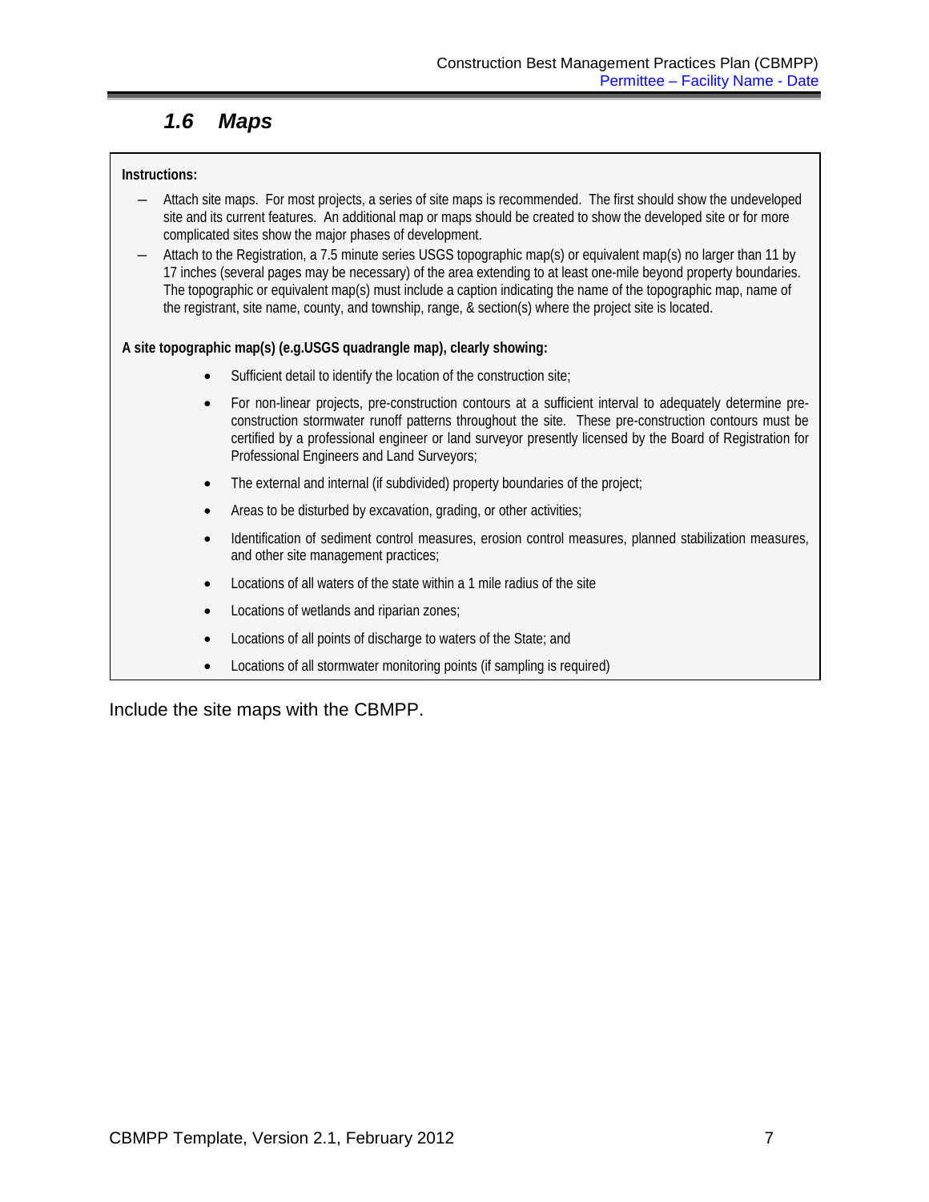## *1.6 Maps*

**Instructions:**

- Attach site maps. For most projects, a series of site maps is recommended. The first should show the undeveloped site and its current features. An additional map or maps should be created to show the developed site or for more complicated sites show the major phases of development.
- Attach to the Registration, a 7.5 minute series USGS topographic map(s) or equivalent map(s) no larger than 11 by 17 inches (several pages may be necessary) of the area extending to at least one-mile beyond property boundaries. The topographic or equivalent map(s) must include a caption indicating the name of the topographic map, name of the registrant, site name, county, and township, range, & section(s) where the project site is located.

**A site topographic map(s) (e.g.USGS quadrangle map), clearly showing:**

- Sufficient detail to identify the location of the construction site;
- For non-linear projects, pre-construction contours at a sufficient interval to adequately determine pre-construction stormwater runoff patterns throughout the site. These pre-construction contours must be certified by a professional engineer or land surveyor presently licensed by the Board of Registration for Professional Engineers and Land Surveyors;
- The external and internal (if subdivided) property boundaries of the project;
- Areas to be disturbed by excavation, grading, or other activities;
- Identification of sediment control measures, erosion control measures, planned stabilization measures, and other site management practices;
- Locations of all waters of the state within a 1 mile radius of the site
- Locations of wetlands and riparian zones;
- Locations of all points of discharge to waters of the State; and
- Locations of all stormwater monitoring points (if sampling is required)

Include the site maps with the CBMPP.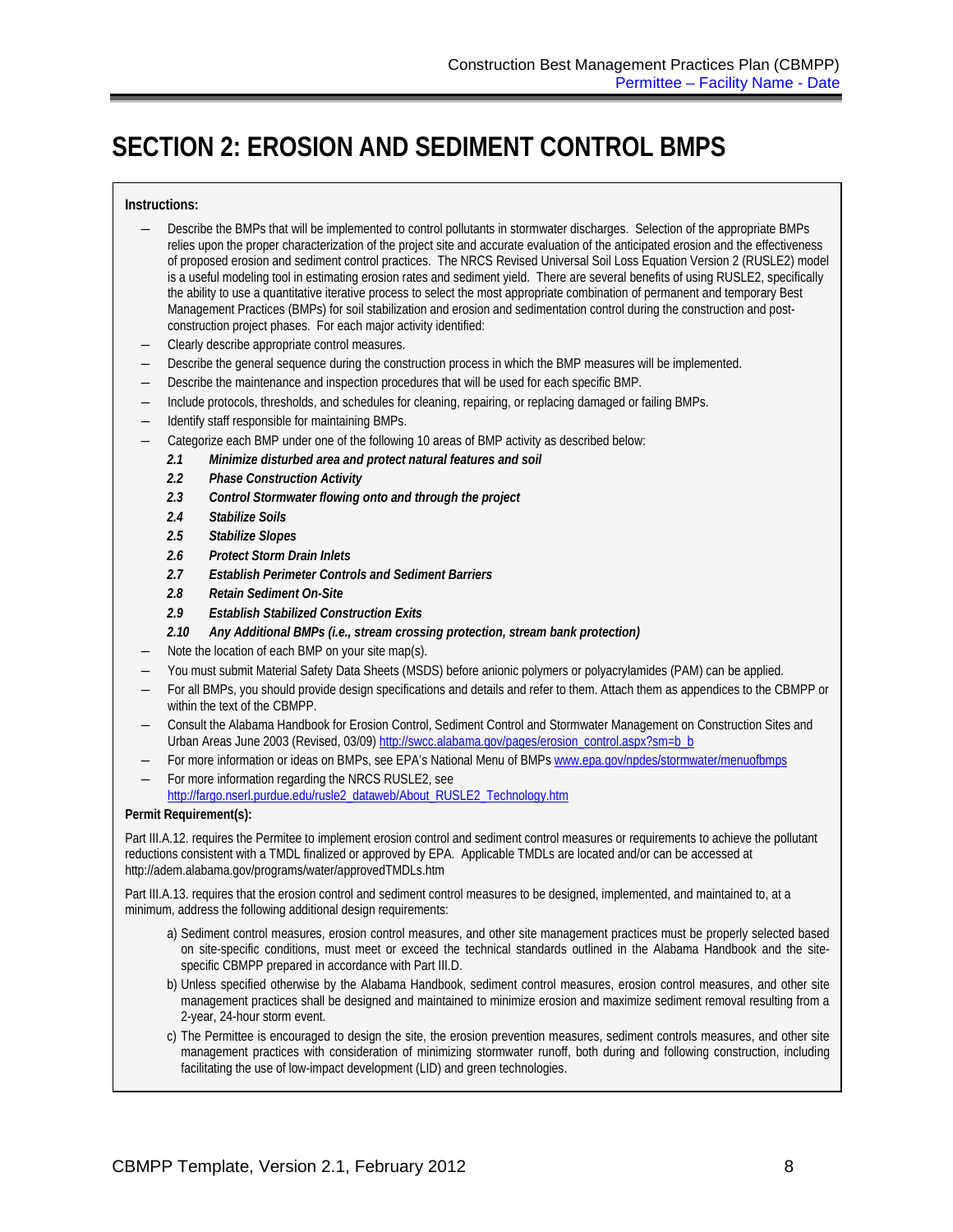# SECTION 2: EROSION AND SEDIMENT CONTROL BMPS

**Instructions:**

- Describe the BMPs that will be implemented to control pollutants in stormwater discharges. Selection of the appropriate BMPs relies upon the proper characterization of the project site and accurate evaluation of the anticipated erosion and the effectiveness of proposed erosion and sediment control practices. The NRCS Revised Universal Soil Loss Equation Version 2 (RUSLE2) model is a useful modeling tool in estimating erosion rates and sediment yield. There are several benefits of using RUSLE2, specifically the ability to use a quantitative iterative process to select the most appropriate combination of permanent and temporary Best Management Practices (BMPs) for soil stabilization and erosion and sedimentation control during the construction and post-construction project phases. For each major activity identified:
- Clearly describe appropriate control measures.
- Describe the general sequence during the construction process in which the BMP measures will be implemented.
- Describe the maintenance and inspection procedures that will be used for each specific BMP.
- Include protocols, thresholds, and schedules for cleaning, repairing, or replacing damaged or failing BMPs.
- Identify staff responsible for maintaining BMPs.
- Categorize each BMP under one of the following 10 areas of BMP activity as described below:
  - ***2.1 Minimize disturbed area and protect natural features and soil***
  - ***2.2 Phase Construction Activity***
  - ***2.3 Control Stormwater flowing onto and through the project***
  - ***2.4 Stabilize Soils***
  - ***2.5 Stabilize Slopes***
  - ***2.6 Protect Storm Drain Inlets***
  - ***2.7 Establish Perimeter Controls and Sediment Barriers***
  - ***2.8 Retain Sediment On-Site***
  - ***2.9 Establish Stabilized Construction Exits***
  - ***2.10 Any Additional BMPs (i.e., stream crossing protection, stream bank protection)***
- Note the location of each BMP on your site map(s).
- You must submit Material Safety Data Sheets (MSDS) before anionic polymers or polyacrylamides (PAM) can be applied.
- For all BMPs, you should provide design specifications and details and refer to them. Attach them as appendices to the CBMPP or within the text of the CBMPP.
- Consult the Alabama Handbook for Erosion Control, Sediment Control and Stormwater Management on Construction Sites and Urban Areas June 2003 (Revised, 03/09) http://swcc.alabama.gov/pages/erosion_control.aspx?sm=b_b
- For more information or ideas on BMPs, see EPA's National Menu of BMPs www.epa.gov/npdes/stormwater/menuofbmps
- For more information regarding the NRCS RUSLE2, see http://fargo.nserl.purdue.edu/rusle2_dataweb/About_RUSLE2_Technology.htm

**Permit Requirement(s):**

Part III.A.12. requires the Permitee to implement erosion control and sediment control measures or requirements to achieve the pollutant reductions consistent with a TMDL finalized or approved by EPA. Applicable TMDLs are located and/or can be accessed at http://adem.alabama.gov/programs/water/approvedTMDLs.htm

Part III.A.13. requires that the erosion control and sediment control measures to be designed, implemented, and maintained to, at a minimum, address the following additional design requirements:

a) Sediment control measures, erosion control measures, and other site management practices must be properly selected based on site-specific conditions, must meet or exceed the technical standards outlined in the Alabama Handbook and the site-specific CBMPP prepared in accordance with Part III.D.

b) Unless specified otherwise by the Alabama Handbook, sediment control measures, erosion control measures, and other site management practices shall be designed and maintained to minimize erosion and maximize sediment removal resulting from a 2-year, 24-hour storm event.

c) The Permittee is encouraged to design the site, the erosion prevention measures, sediment controls measures, and other site management practices with consideration of minimizing stormwater runoff, both during and following construction, including facilitating the use of low-impact development (LID) and green technologies.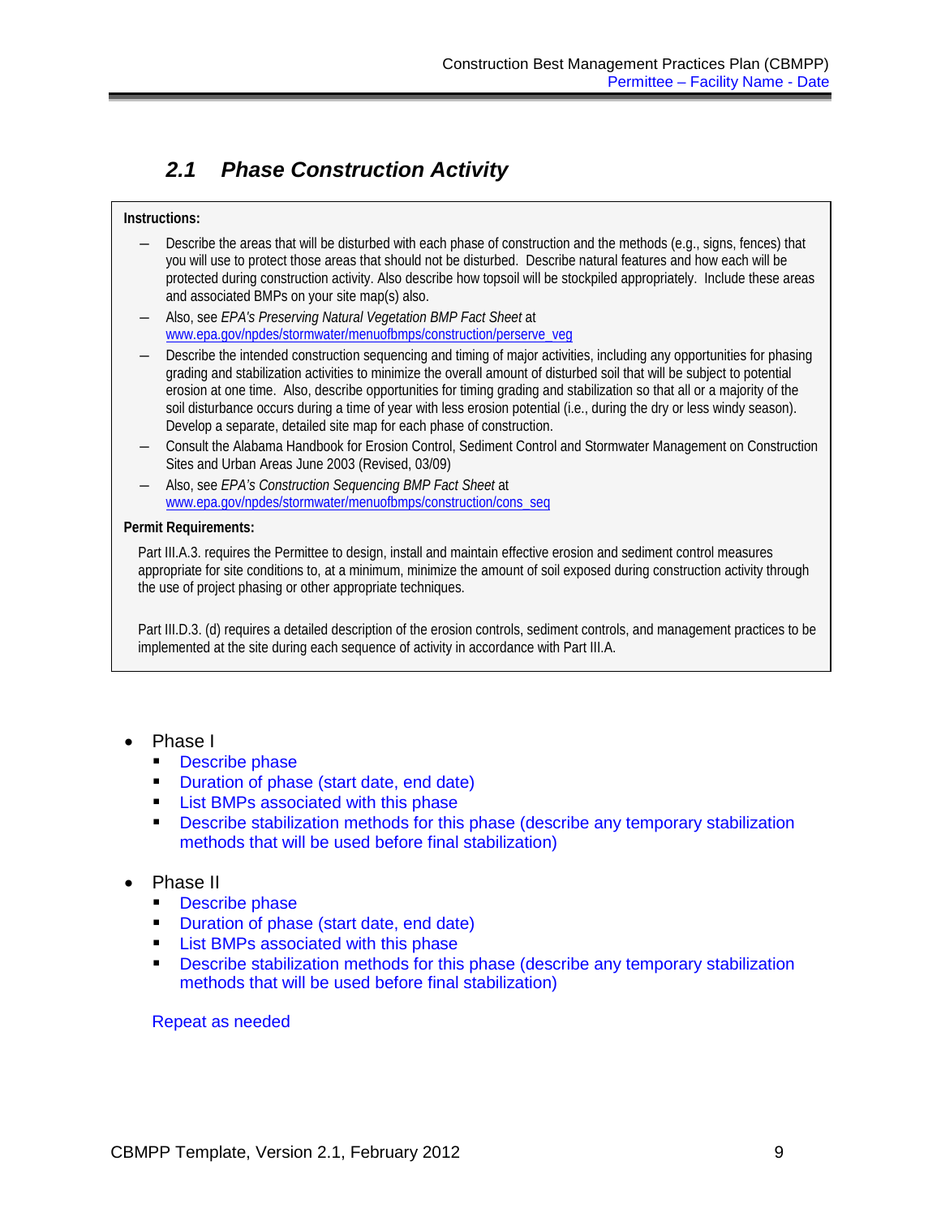## 2.1 *Phase Construction Activity*

**Instructions:**

- Describe the areas that will be disturbed with each phase of construction and the methods (e.g., signs, fences) that you will use to protect those areas that should not be disturbed. Describe natural features and how each will be protected during construction activity. Also describe how topsoil will be stockpiled appropriately. Include these areas and associated BMPs on your site map(s) also.
- Also, see *EPA's Preserving Natural Vegetation BMP Fact Sheet* at www.epa.gov/npdes/stormwater/menuofbmps/construction/perserve_veg
- Describe the intended construction sequencing and timing of major activities, including any opportunities for phasing grading and stabilization activities to minimize the overall amount of disturbed soil that will be subject to potential erosion at one time. Also, describe opportunities for timing grading and stabilization so that all or a majority of the soil disturbance occurs during a time of year with less erosion potential (i.e., during the dry or less windy season). Develop a separate, detailed site map for each phase of construction.
- Consult the Alabama Handbook for Erosion Control, Sediment Control and Stormwater Management on Construction Sites and Urban Areas June 2003 (Revised, 03/09)
- Also, see *EPA's Construction Sequencing BMP Fact Sheet* at www.epa.gov/npdes/stormwater/menuofbmps/construction/cons_seq

**Permit Requirements:**

Part III.A.3. requires the Permittee to design, install and maintain effective erosion and sediment control measures appropriate for site conditions to, at a minimum, minimize the amount of soil exposed during construction activity through the use of project phasing or other appropriate techniques.

Part III.D.3. (d) requires a detailed description of the erosion controls, sediment controls, and management practices to be implemented at the site during each sequence of activity in accordance with Part III.A.

- Phase I
  - Describe phase
  - Duration of phase (start date, end date)
  - List BMPs associated with this phase
  - Describe stabilization methods for this phase (describe any temporary stabilization methods that will be used before final stabilization)
- Phase II
  - Describe phase
  - Duration of phase (start date, end date)
  - List BMPs associated with this phase
  - Describe stabilization methods for this phase (describe any temporary stabilization methods that will be used before final stabilization)

Repeat as needed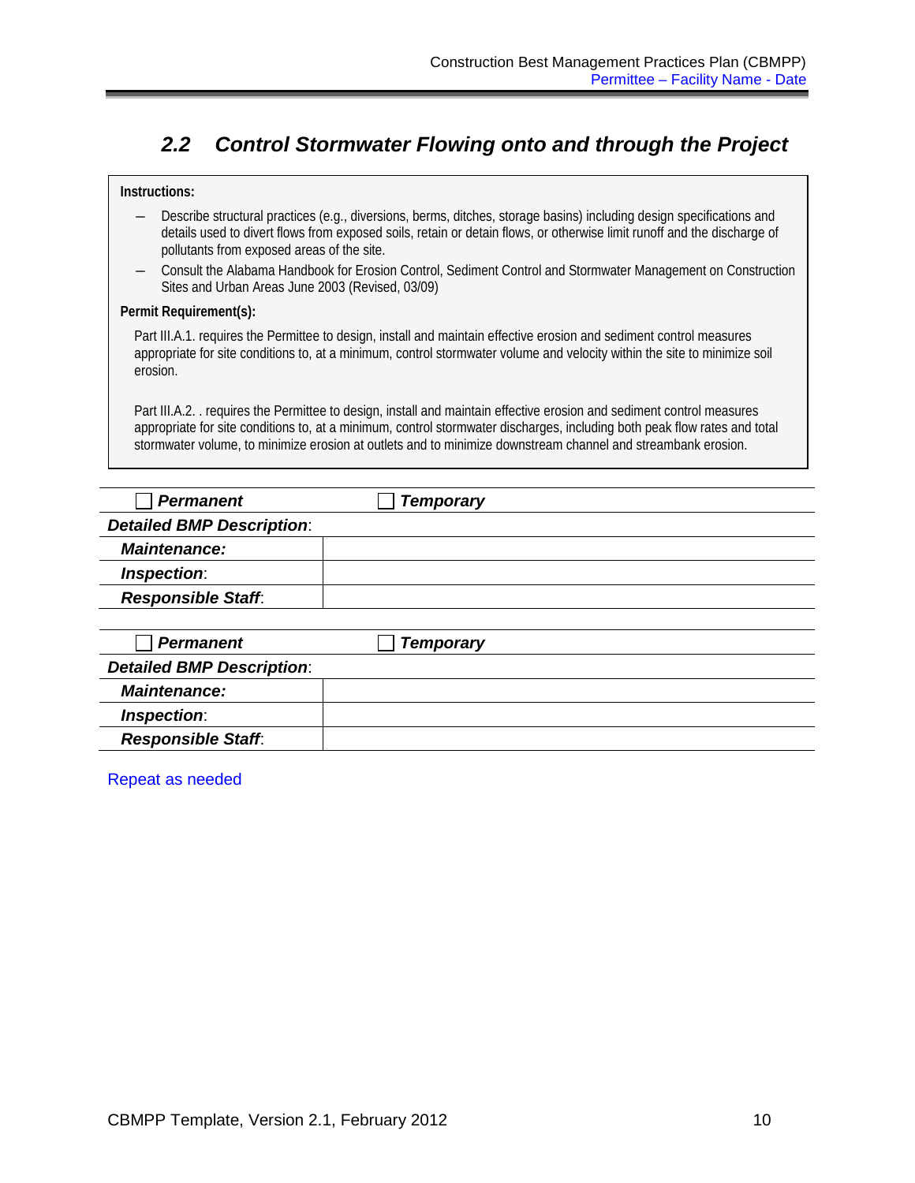## 2.2 Control Stormwater Flowing onto and through the Project

**Instructions:**

- Describe structural practices (e.g., diversions, berms, ditches, storage basins) including design specifications and details used to divert flows from exposed soils, retain or detain flows, or otherwise limit runoff and the discharge of pollutants from exposed areas of the site.
- Consult the Alabama Handbook for Erosion Control, Sediment Control and Stormwater Management on Construction Sites and Urban Areas June 2003 (Revised, 03/09)

**Permit Requirement(s):**

Part III.A.1. requires the Permittee to design, install and maintain effective erosion and sediment control measures appropriate for site conditions to, at a minimum, control stormwater volume and velocity within the site to minimize soil erosion.

Part III.A.2. . requires the Permittee to design, install and maintain effective erosion and sediment control measures appropriate for site conditions to, at a minimum, control stormwater discharges, including both peak flow rates and total stormwater volume, to minimize erosion at outlets and to minimize downstream channel and streambank erosion.

| ☐ ***Permanent*** | ☐ ***Temporary*** |
|---|---|
| ***Detailed BMP Description***: | |
| ***Maintenance:*** | |
| ***Inspection***: | |
| ***Responsible Staff***: | |

| ☐ ***Permanent*** | ☐ ***Temporary*** |
|---|---|
| ***Detailed BMP Description***: | |
| ***Maintenance:*** | |
| ***Inspection***: | |
| ***Responsible Staff***: | |

Repeat as needed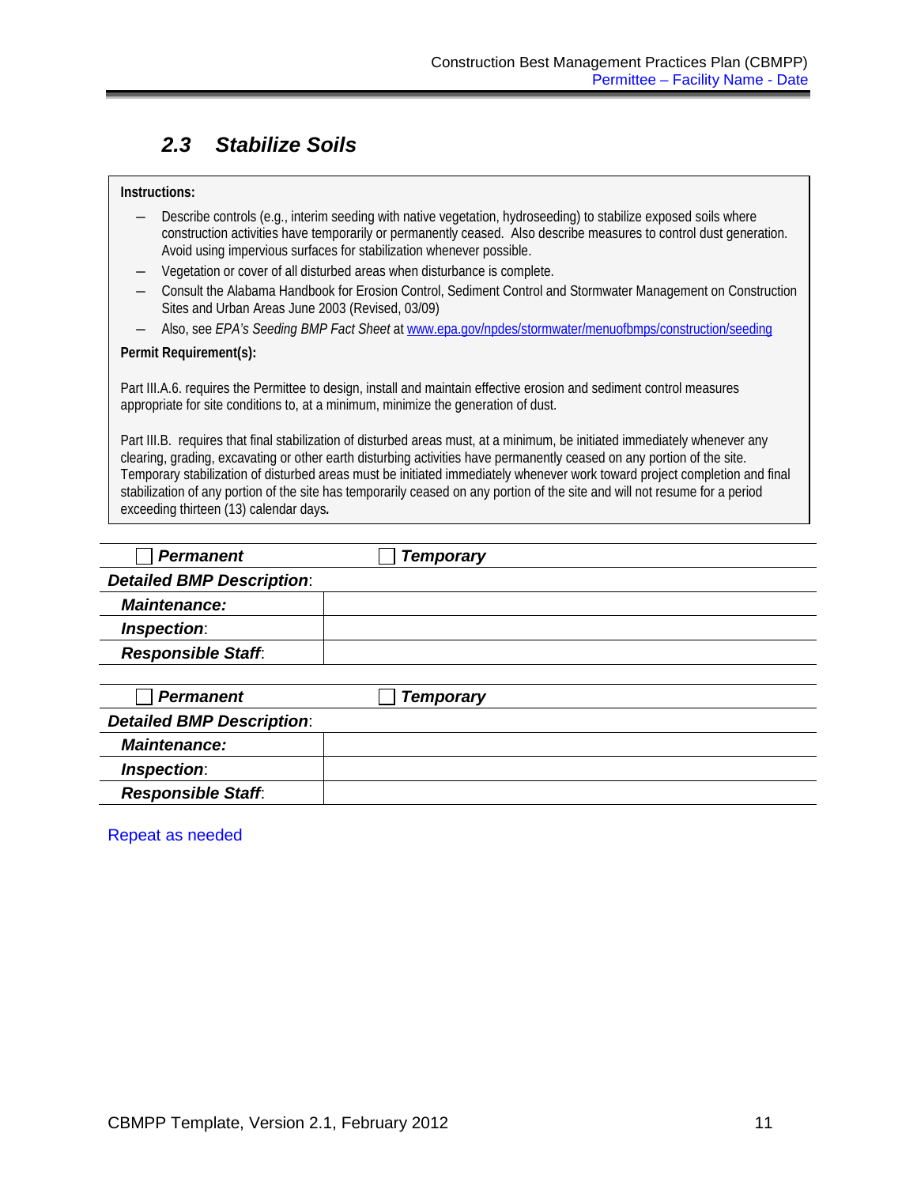## 2.3 Stabilize Soils

**Instructions:**

- Describe controls (e.g., interim seeding with native vegetation, hydroseeding) to stabilize exposed soils where construction activities have temporarily or permanently ceased. Also describe measures to control dust generation. Avoid using impervious surfaces for stabilization whenever possible.
- Vegetation or cover of all disturbed areas when disturbance is complete.
- Consult the Alabama Handbook for Erosion Control, Sediment Control and Stormwater Management on Construction Sites and Urban Areas June 2003 (Revised, 03/09)
- Also, see *EPA's Seeding BMP Fact Sheet* at [www.epa.gov/npdes/stormwater/menuofbmps/construction/seeding](www.epa.gov/npdes/stormwater/menuofbmps/construction/seeding)

**Permit Requirement(s):**

Part III.A.6. requires the Permittee to design, install and maintain effective erosion and sediment control measures appropriate for site conditions to, at a minimum, minimize the generation of dust.

Part III.B. requires that final stabilization of disturbed areas must, at a minimum, be initiated immediately whenever any clearing, grading, excavating or other earth disturbing activities have permanently ceased on any portion of the site. Temporary stabilization of disturbed areas must be initiated immediately whenever work toward project completion and final stabilization of any portion of the site has temporarily ceased on any portion of the site and will not resume for a period exceeding thirteen (13) calendar days.

| ☐ ***Permanent*** | ☐ ***Temporary*** |
|---|---|
| ***Detailed BMP Description***: | |
| ***Maintenance:*** | |
| ***Inspection***: | |
| ***Responsible Staff***: | |

| ☐ ***Permanent*** | ☐ ***Temporary*** |
|---|---|
| ***Detailed BMP Description***: | |
| ***Maintenance:*** | |
| ***Inspection***: | |
| ***Responsible Staff***: | |

Repeat as needed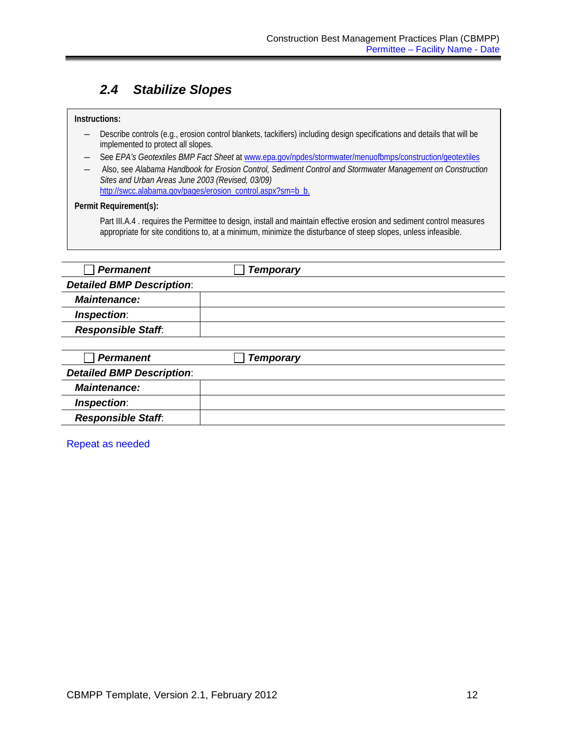## *2.4 Stabilize Slopes*

**Instructions:**

- Describe controls (e.g., erosion control blankets, tackifiers) including design specifications and details that will be implemented to protect all slopes.
- See *EPA's Geotextiles BMP Fact Sheet* at www.epa.gov/npdes/stormwater/menuofbmps/construction/geotextiles
- Also, see *Alabama Handbook for Erosion Control, Sediment Control and Stormwater Management on Construction Sites and Urban Areas June 2003 (Revised, 03/09)* http://swcc.alabama.gov/pages/erosion_control.aspx?sm=b_b.

**Permit Requirement(s):**

Part III.A.4 . requires the Permittee to design, install and maintain effective erosion and sediment control measures appropriate for site conditions to, at a minimum, minimize the disturbance of steep slopes, unless infeasible.

| ☐ ***Permanent*** | ☐ ***Temporary*** |
|---|---|
| ***Detailed BMP Description***: | |
| ***Maintenance:*** | |
| ***Inspection***: | |
| ***Responsible Staff***: | |

| ☐ ***Permanent*** | ☐ ***Temporary*** |
|---|---|
| ***Detailed BMP Description***: | |
| ***Maintenance:*** | |
| ***Inspection***: | |
| ***Responsible Staff***: | |

Repeat as needed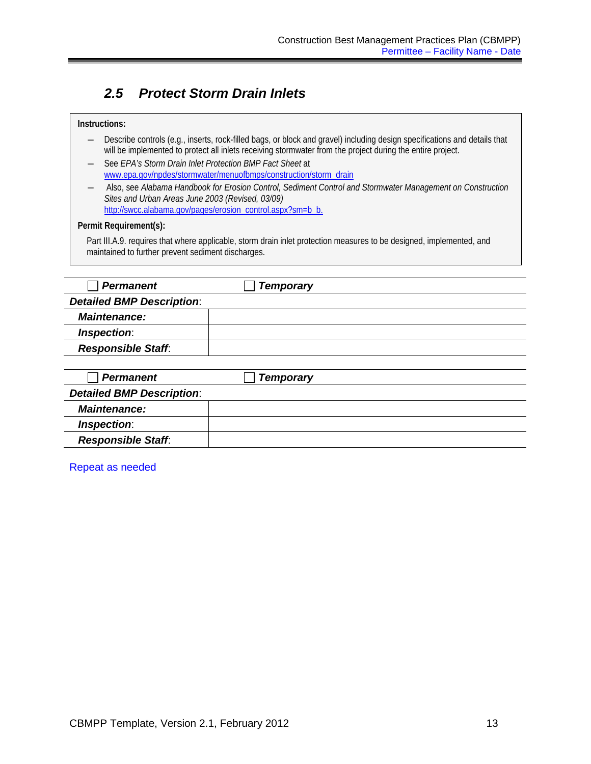## 2.5 Protect Storm Drain Inlets

**Instructions:**

- Describe controls (e.g., inserts, rock-filled bags, or block and gravel) including design specifications and details that will be implemented to protect all inlets receiving stormwater from the project during the entire project.
- See *EPA's Storm Drain Inlet Protection BMP Fact Sheet* at www.epa.gov/npdes/stormwater/menuofbmps/construction/storm_drain
- Also, see *Alabama Handbook for Erosion Control, Sediment Control and Stormwater Management on Construction Sites and Urban Areas June 2003 (Revised, 03/09)* http://swcc.alabama.gov/pages/erosion_control.aspx?sm=b_b.

**Permit Requirement(s):**

Part III.A.9. requires that where applicable, storm drain inlet protection measures to be designed, implemented, and maintained to further prevent sediment discharges.

| ☐ ***Permanent*** | ☐ ***Temporary*** |
|---|---|
| ***Detailed BMP Description***: | |
| ***Maintenance:*** | |
| ***Inspection***: | |
| ***Responsible Staff***: | |

| ☐ ***Permanent*** | ☐ ***Temporary*** |
|---|---|
| ***Detailed BMP Description***: | |
| ***Maintenance:*** | |
| ***Inspection***: | |
| ***Responsible Staff***: | |

Repeat as needed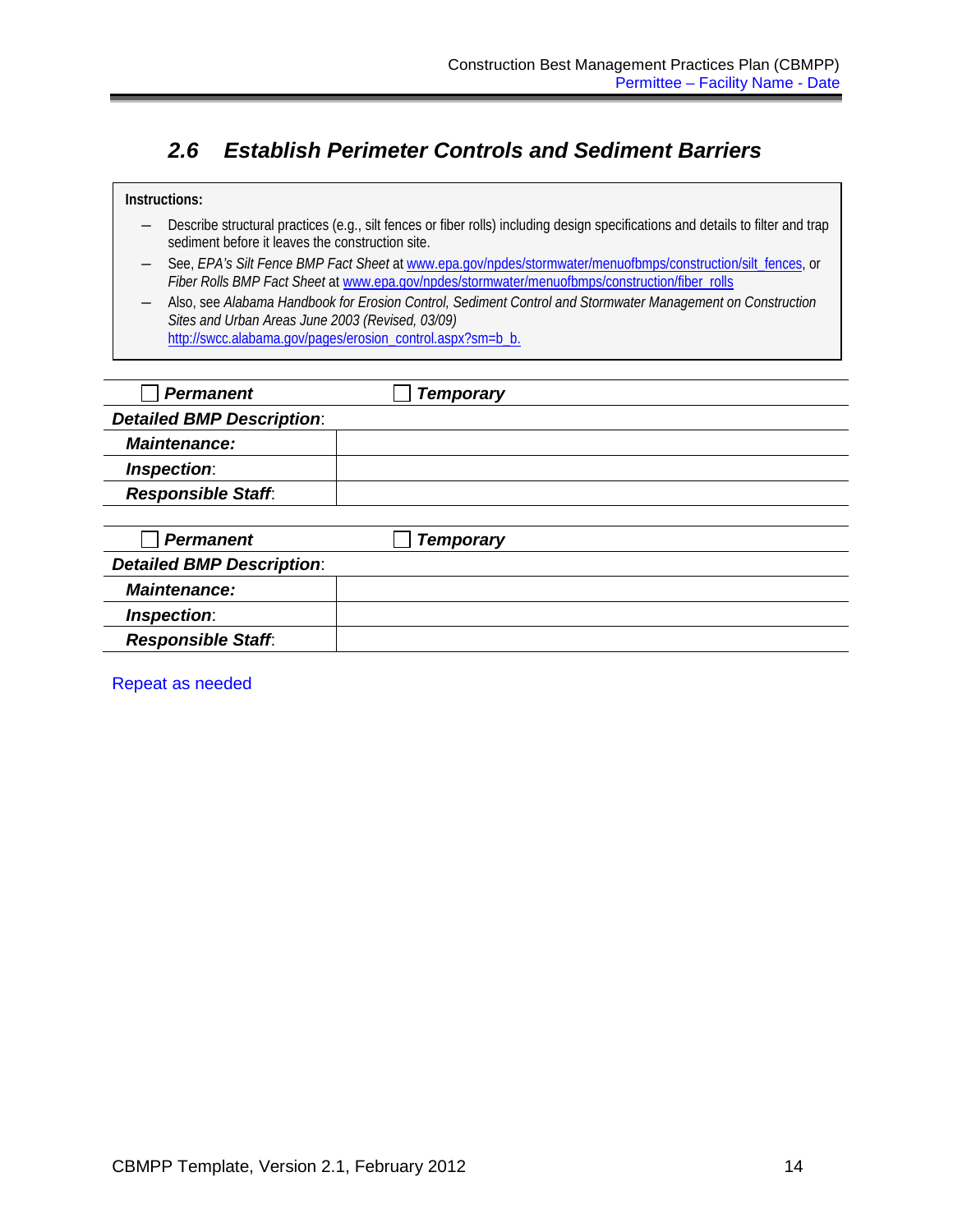## *2.6 Establish Perimeter Controls and Sediment Barriers*

**Instructions:**

- Describe structural practices (e.g., silt fences or fiber rolls) including design specifications and details to filter and trap sediment before it leaves the construction site.
- See, *EPA's Silt Fence BMP Fact Sheet* at www.epa.gov/npdes/stormwater/menuofbmps/construction/silt_fences, or *Fiber Rolls BMP Fact Sheet* at www.epa.gov/npdes/stormwater/menuofbmps/construction/fiber_rolls
- Also, see *Alabama Handbook for Erosion Control, Sediment Control and Stormwater Management on Construction Sites and Urban Areas June 2003 (Revised, 03/09)* http://swcc.alabama.gov/pages/erosion_control.aspx?sm=b_b.

| ☐ ***Permanent*** | ☐ ***Temporary*** |
|---|---|
| ***Detailed BMP Description***: | |
| ***Maintenance:*** | |
| ***Inspection***: | |
| ***Responsible Staff***: | |

| ☐ ***Permanent*** | ☐ ***Temporary*** |
|---|---|
| ***Detailed BMP Description***: | |
| ***Maintenance:*** | |
| ***Inspection***: | |
| ***Responsible Staff***: | |

Repeat as needed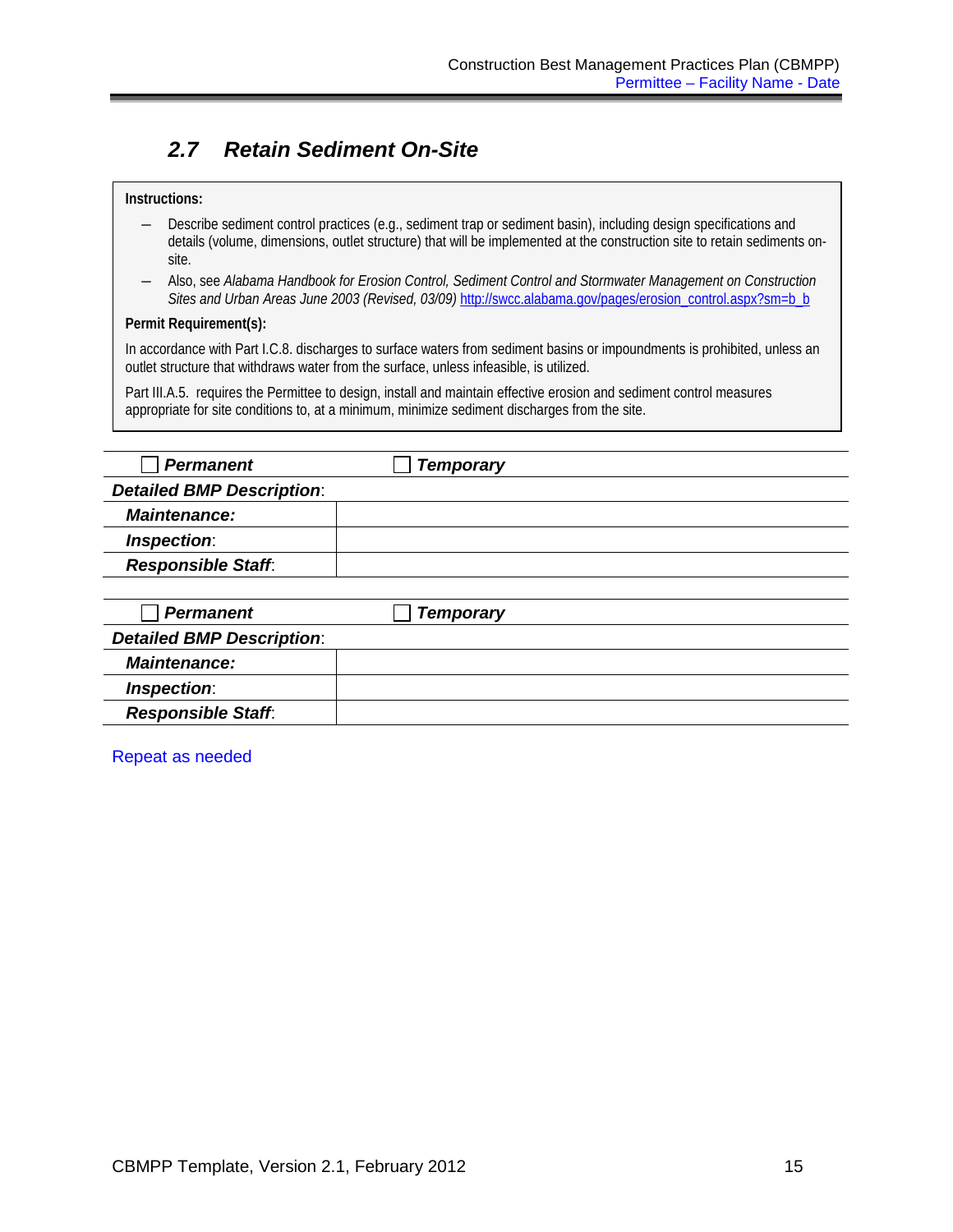## 2.7 *Retain Sediment On-Site*

**Instructions:**

- Describe sediment control practices (e.g., sediment trap or sediment basin), including design specifications and details (volume, dimensions, outlet structure) that will be implemented at the construction site to retain sediments on-site.
- Also, see *Alabama Handbook for Erosion Control, Sediment Control and Stormwater Management on Construction Sites and Urban Areas June 2003 (Revised, 03/09)* http://swcc.alabama.gov/pages/erosion_control.aspx?sm=b_b

**Permit Requirement(s):**

In accordance with Part I.C.8. discharges to surface waters from sediment basins or impoundments is prohibited, unless an outlet structure that withdraws water from the surface, unless infeasible, is utilized.

Part III.A.5. requires the Permittee to design, install and maintain effective erosion and sediment control measures appropriate for site conditions to, at a minimum, minimize sediment discharges from the site.

| ☐ ***Permanent*** | ☐ ***Temporary*** |
|---|---|
| ***Detailed BMP Description***: | |
| ***Maintenance:*** | |
| ***Inspection***: | |
| ***Responsible Staff***: | |

| ☐ ***Permanent*** | ☐ ***Temporary*** |
|---|---|
| ***Detailed BMP Description***: | |
| ***Maintenance:*** | |
| ***Inspection***: | |
| ***Responsible Staff***: | |

Repeat as needed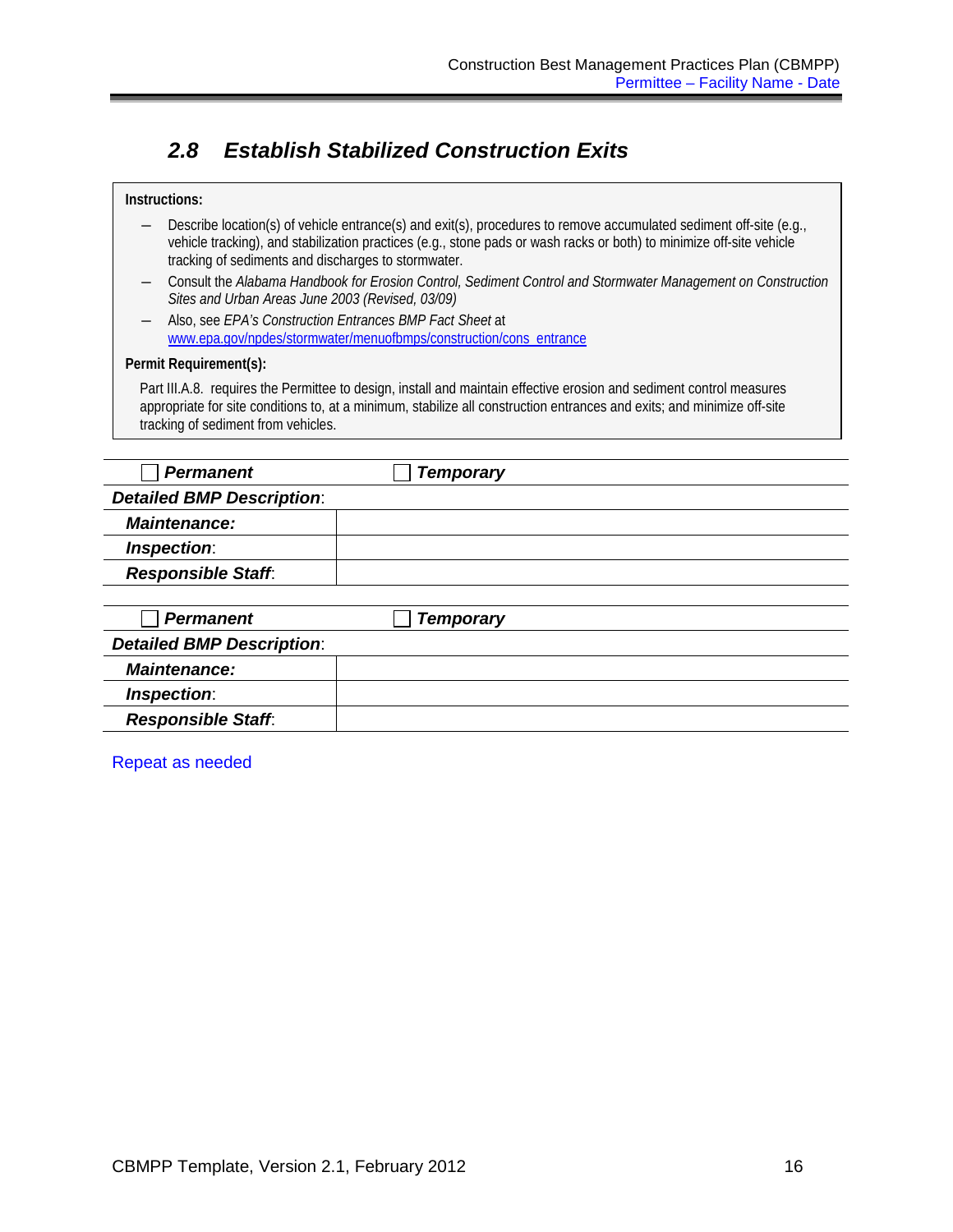## *2.8 Establish Stabilized Construction Exits*

**Instructions:**

- Describe location(s) of vehicle entrance(s) and exit(s), procedures to remove accumulated sediment off-site (e.g., vehicle tracking), and stabilization practices (e.g., stone pads or wash racks or both) to minimize off-site vehicle tracking of sediments and discharges to stormwater.
- Consult the *Alabama Handbook for Erosion Control, Sediment Control and Stormwater Management on Construction Sites and Urban Areas June 2003 (Revised, 03/09)*
- Also, see *EPA's Construction Entrances BMP Fact Sheet* at www.epa.gov/npdes/stormwater/menuofbmps/construction/cons_entrance

**Permit Requirement(s):**

Part III.A.8. requires the Permittee to design, install and maintain effective erosion and sediment control measures appropriate for site conditions to, at a minimum, stabilize all construction entrances and exits; and minimize off-site tracking of sediment from vehicles.

| ☐ ***Permanent*** | ☐ ***Temporary*** |
|---|---|
| ***Detailed BMP Description***: | |
| ***Maintenance:*** | |
| ***Inspection***: | |
| ***Responsible Staff***: | |

| ☐ ***Permanent*** | ☐ ***Temporary*** |
|---|---|
| ***Detailed BMP Description***: | |
| ***Maintenance:*** | |
| ***Inspection***: | |
| ***Responsible Staff***: | |

Repeat as needed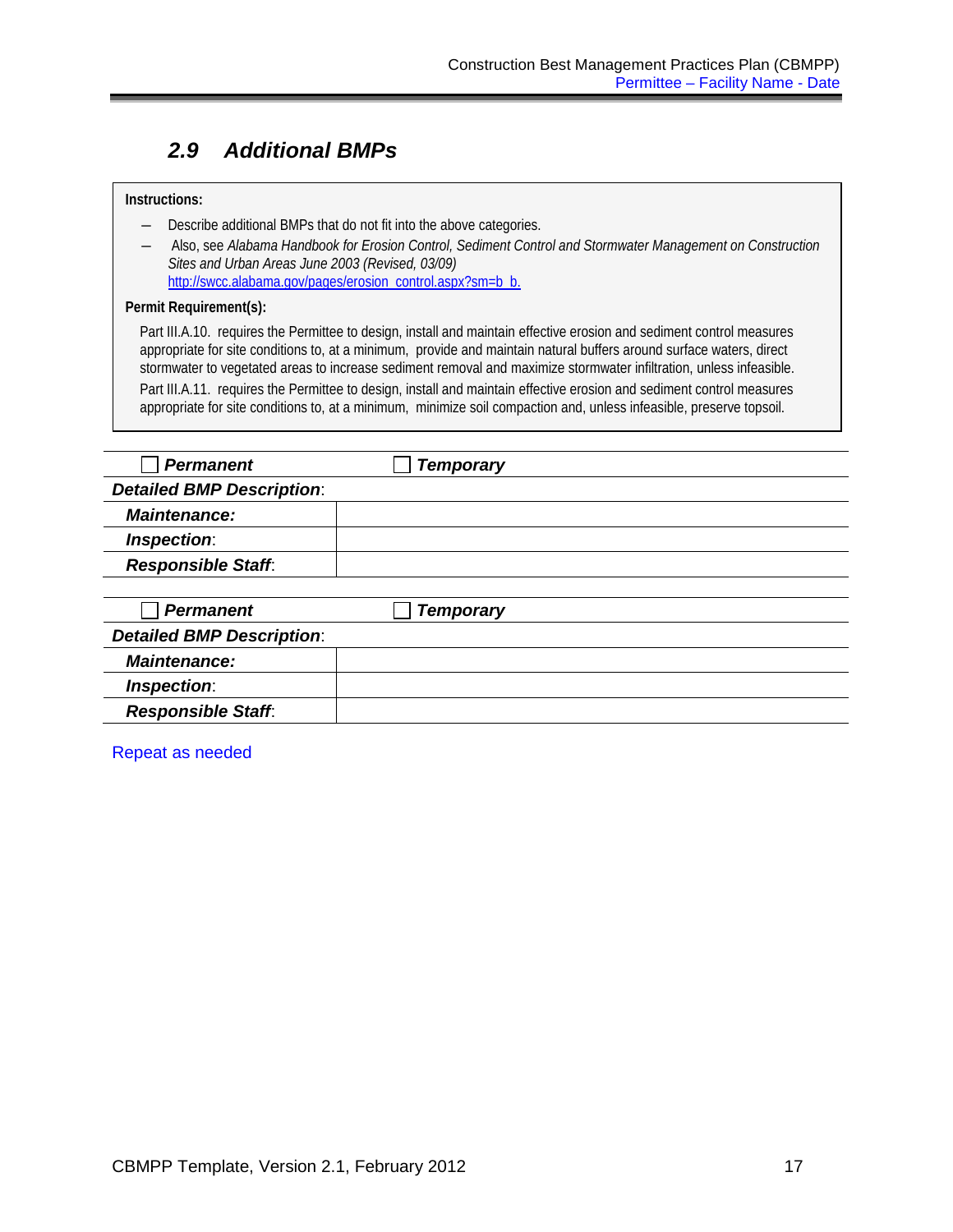## 2.9 Additional BMPs

**Instructions:**

- Describe additional BMPs that do not fit into the above categories.
- Also, see *Alabama Handbook for Erosion Control, Sediment Control and Stormwater Management on Construction Sites and Urban Areas June 2003 (Revised, 03/09)* http://swcc.alabama.gov/pages/erosion_control.aspx?sm=b_b.

**Permit Requirement(s):**

Part III.A.10. requires the Permittee to design, install and maintain effective erosion and sediment control measures appropriate for site conditions to, at a minimum, provide and maintain natural buffers around surface waters, direct stormwater to vegetated areas to increase sediment removal and maximize stormwater infiltration, unless infeasible.

Part III.A.11. requires the Permittee to design, install and maintain effective erosion and sediment control measures appropriate for site conditions to, at a minimum, minimize soil compaction and, unless infeasible, preserve topsoil.

| ☐ ***Permanent*** | ☐ ***Temporary*** |
|---|---|
| ***Detailed BMP Description***: | |
| ***Maintenance:*** | |
| ***Inspection***: | |
| ***Responsible Staff***: | |

| ☐ ***Permanent*** | ☐ ***Temporary*** |
|---|---|
| ***Detailed BMP Description***: | |
| ***Maintenance:*** | |
| ***Inspection***: | |
| ***Responsible Staff***: | |

Repeat as needed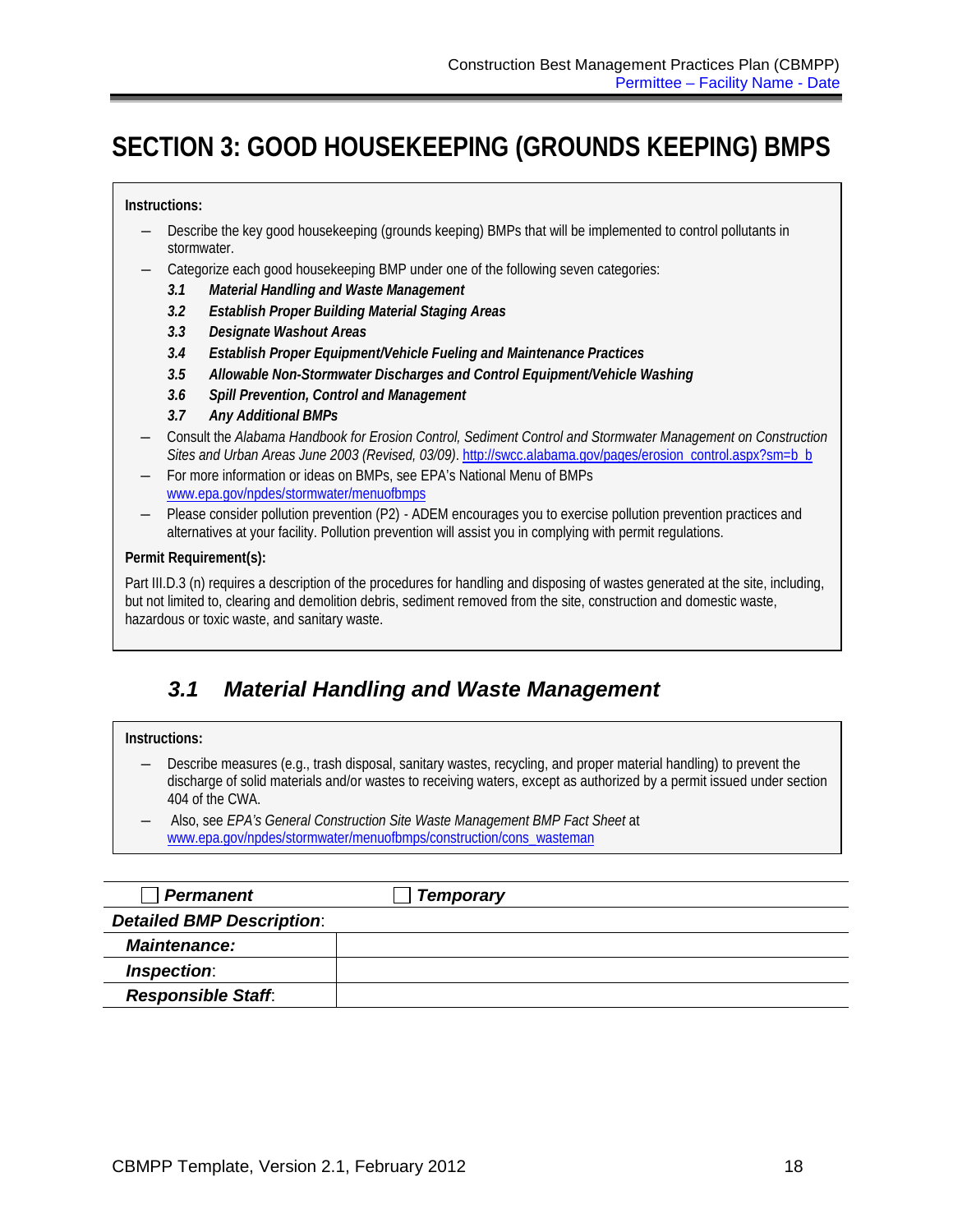# SECTION 3: GOOD HOUSEKEEPING (GROUNDS KEEPING) BMPS

**Instructions:**

- Describe the key good housekeeping (grounds keeping) BMPs that will be implemented to control pollutants in stormwater.
- Categorize each good housekeeping BMP under one of the following seven categories:
  - ***3.1 Material Handling and Waste Management***
  - ***3.2 Establish Proper Building Material Staging Areas***
  - ***3.3 Designate Washout Areas***
  - ***3.4 Establish Proper Equipment/Vehicle Fueling and Maintenance Practices***
  - ***3.5 Allowable Non-Stormwater Discharges and Control Equipment/Vehicle Washing***
  - ***3.6 Spill Prevention, Control and Management***
  - ***3.7 Any Additional BMPs***
- Consult the *Alabama Handbook for Erosion Control, Sediment Control and Stormwater Management on Construction Sites and Urban Areas June 2003 (Revised, 03/09)*. http://swcc.alabama.gov/pages/erosion_control.aspx?sm=b_b
- For more information or ideas on BMPs, see EPA's National Menu of BMPs www.epa.gov/npdes/stormwater/menuofbmps
- Please consider pollution prevention (P2) - ADEM encourages you to exercise pollution prevention practices and alternatives at your facility. Pollution prevention will assist you in complying with permit regulations.

**Permit Requirement(s):**

Part III.D.3 (n) requires a description of the procedures for handling and disposing of wastes generated at the site, including, but not limited to, clearing and demolition debris, sediment removed from the site, construction and domestic waste, hazardous or toxic waste, and sanitary waste.

## *3.1 Material Handling and Waste Management*

**Instructions:**

- Describe measures (e.g., trash disposal, sanitary wastes, recycling, and proper material handling) to prevent the discharge of solid materials and/or wastes to receiving waters, except as authorized by a permit issued under section 404 of the CWA.
- Also, see *EPA's General Construction Site Waste Management BMP Fact Sheet* at www.epa.gov/npdes/stormwater/menuofbmps/construction/cons_wasteman

| ☐ ***Permanent*** | ☐ ***Temporary*** |
|---|---|
| ***Detailed BMP Description***: | |
| ***Maintenance:*** | |
| ***Inspection***: | |
| ***Responsible Staff***: | |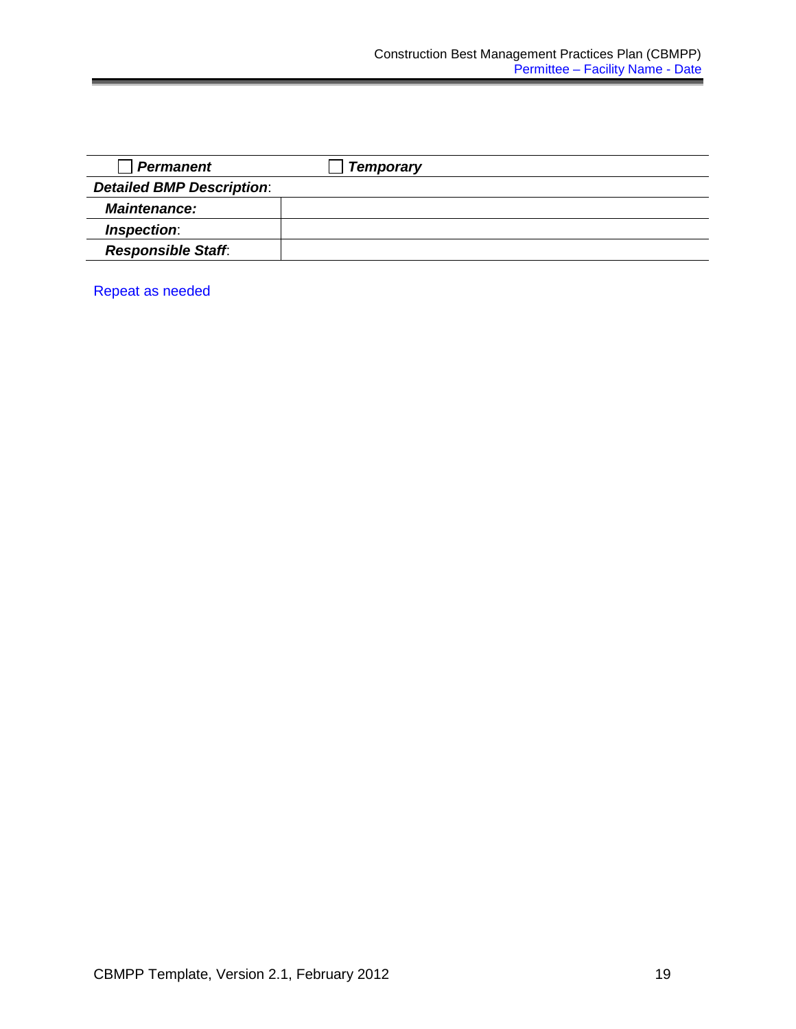| ☐ ***Permanent*** | ☐ ***Temporary*** |
|---|---|
| ***Detailed BMP Description***: | |
| ***Maintenance:*** | |
| ***Inspection***: | |
| ***Responsible Staff***: | |

Repeat as needed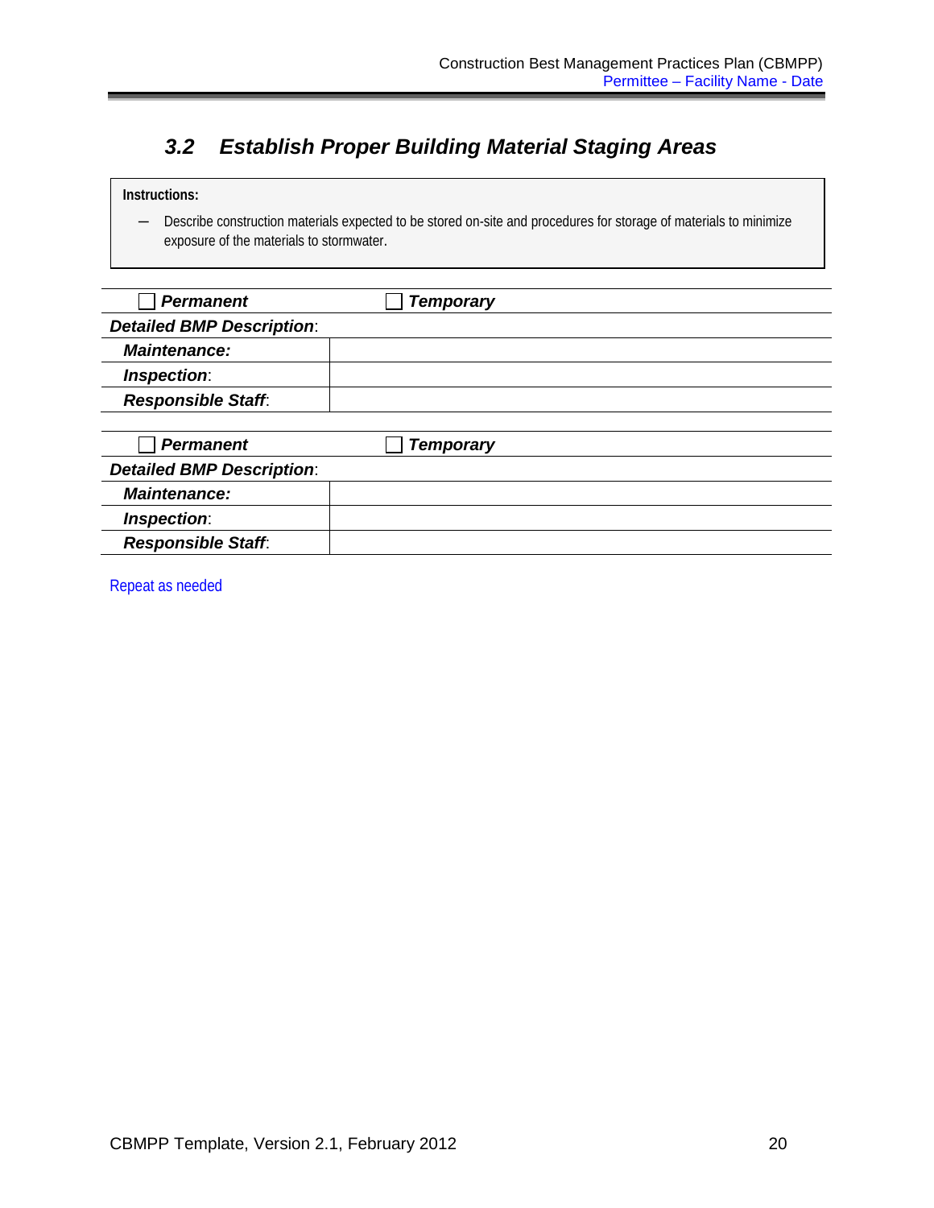### 3.2 Establish Proper Building Material Staging Areas

**Instructions:**

- Describe construction materials expected to be stored on-site and procedures for storage of materials to minimize exposure of the materials to stormwater.

| ☐ ***Permanent*** | ☐ ***Temporary*** |
|---|---|
| ***Detailed BMP Description***: | |
| ***Maintenance:*** | |
| ***Inspection***: | |
| ***Responsible Staff***: | |

| ☐ ***Permanent*** | ☐ ***Temporary*** |
|---|---|
| ***Detailed BMP Description***: | |
| ***Maintenance:*** | |
| ***Inspection***: | |
| ***Responsible Staff***: | |

Repeat as needed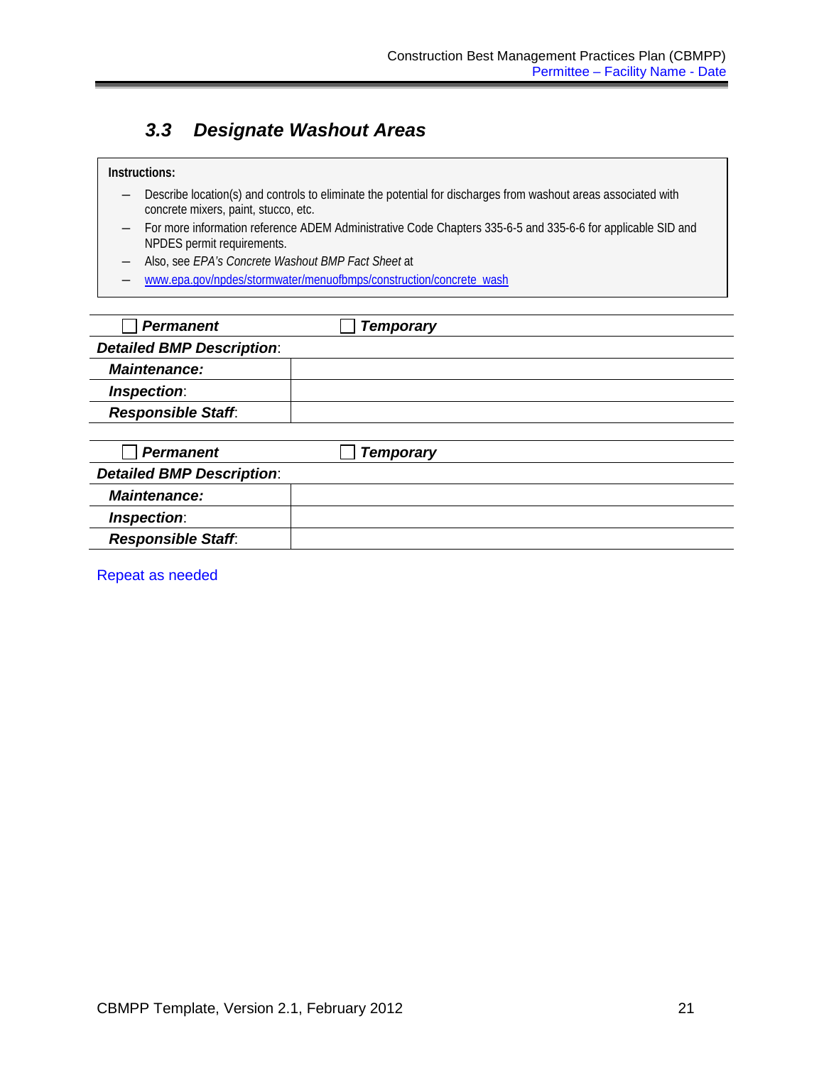## 3.3 Designate Washout Areas

**Instructions:**

- Describe location(s) and controls to eliminate the potential for discharges from washout areas associated with concrete mixers, paint, stucco, etc.
- For more information reference ADEM Administrative Code Chapters 335-6-5 and 335-6-6 for applicable SID and NPDES permit requirements.
- Also, see *EPA's Concrete Washout BMP Fact Sheet* at
- www.epa.gov/npdes/stormwater/menuofbmps/construction/concrete_wash

| ☐ ***Permanent*** | ☐ ***Temporary*** |
|---|---|
| ***Detailed BMP Description***: | |
| ***Maintenance:*** | |
| ***Inspection***: | |
| ***Responsible Staff***: | |

| ☐ ***Permanent*** | ☐ ***Temporary*** |
|---|---|
| ***Detailed BMP Description***: | |
| ***Maintenance:*** | |
| ***Inspection***: | |
| ***Responsible Staff***: | |

Repeat as needed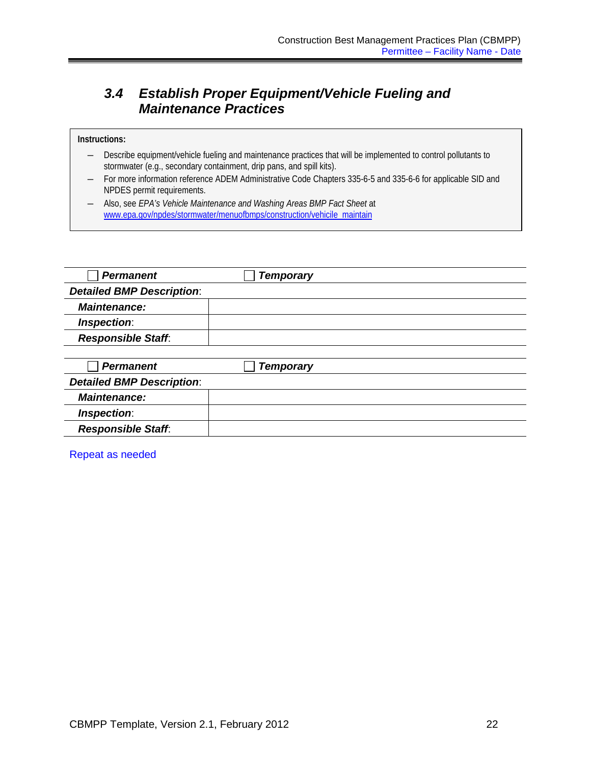### 3.4 Establish Proper Equipment/Vehicle Fueling and Maintenance Practices

**Instructions:**

- Describe equipment/vehicle fueling and maintenance practices that will be implemented to control pollutants to stormwater (e.g., secondary containment, drip pans, and spill kits).
- For more information reference ADEM Administrative Code Chapters 335-6-5 and 335-6-6 for applicable SID and NPDES permit requirements.
- Also, see *EPA's Vehicle Maintenance and Washing Areas BMP Fact Sheet* at www.epa.gov/npdes/stormwater/menuofbmps/construction/vehicile_maintain

| ☐ ***Permanent*** | ☐ ***Temporary*** |
|---|---|
| ***Detailed BMP Description***: | |
| ***Maintenance:*** | |
| ***Inspection***: | |
| ***Responsible Staff***: | |

| ☐ ***Permanent*** | ☐ ***Temporary*** |
|---|---|
| ***Detailed BMP Description***: | |
| ***Maintenance:*** | |
| ***Inspection***: | |
| ***Responsible Staff***: | |

Repeat as needed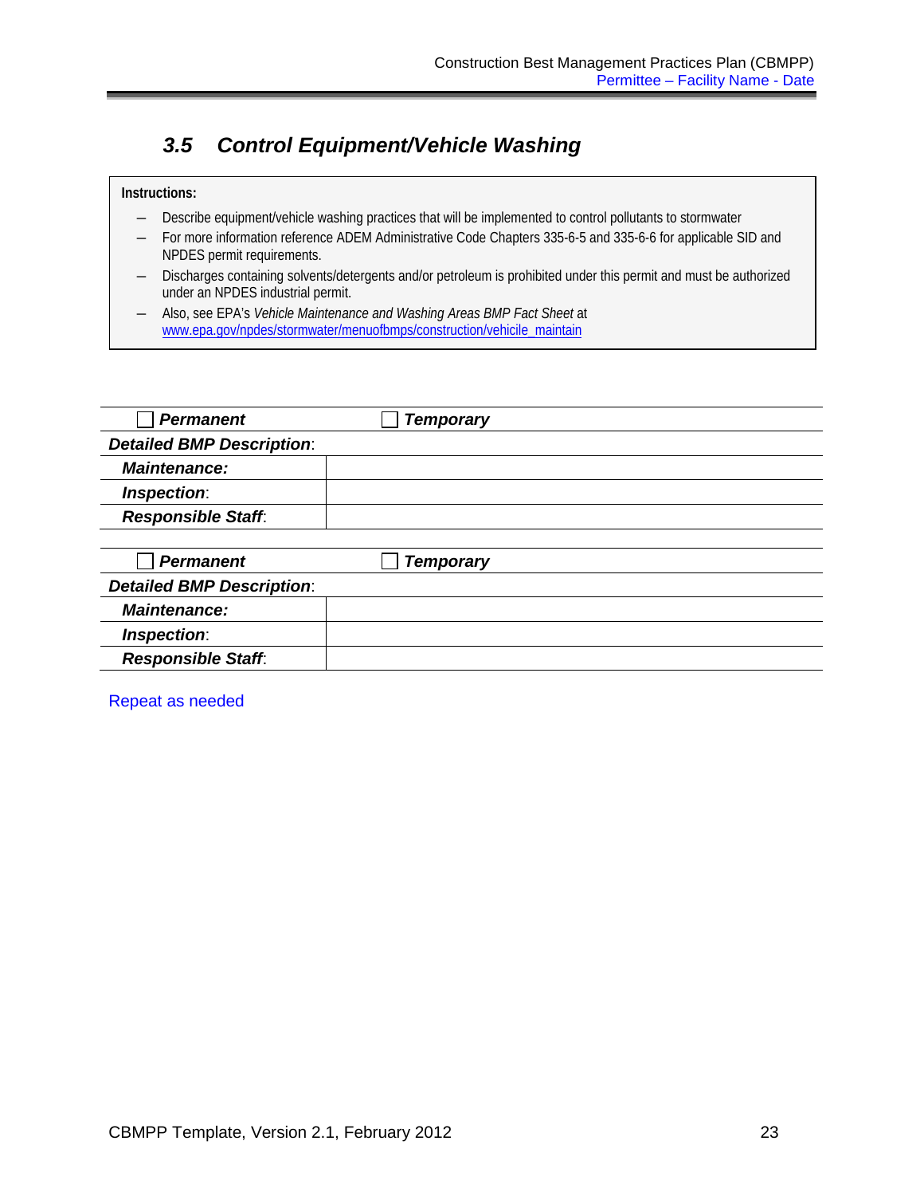## 3.5 Control Equipment/Vehicle Washing

**Instructions:**

- Describe equipment/vehicle washing practices that will be implemented to control pollutants to stormwater
- For more information reference ADEM Administrative Code Chapters 335-6-5 and 335-6-6 for applicable SID and NPDES permit requirements.
- Discharges containing solvents/detergents and/or petroleum is prohibited under this permit and must be authorized under an NPDES industrial permit.
- Also, see EPA's *Vehicle Maintenance and Washing Areas BMP Fact Sheet* at www.epa.gov/npdes/stormwater/menuofbmps/construction/vehicile_maintain

| ☐ ***Permanent*** | ☐ ***Temporary*** |
|---|---|
| ***Detailed BMP Description***: | |
| ***Maintenance:*** | |
| ***Inspection***: | |
| ***Responsible Staff***: | |

| ☐ ***Permanent*** | ☐ ***Temporary*** |
|---|---|
| ***Detailed BMP Description***: | |
| ***Maintenance:*** | |
| ***Inspection***: | |
| ***Responsible Staff***: | |

Repeat as needed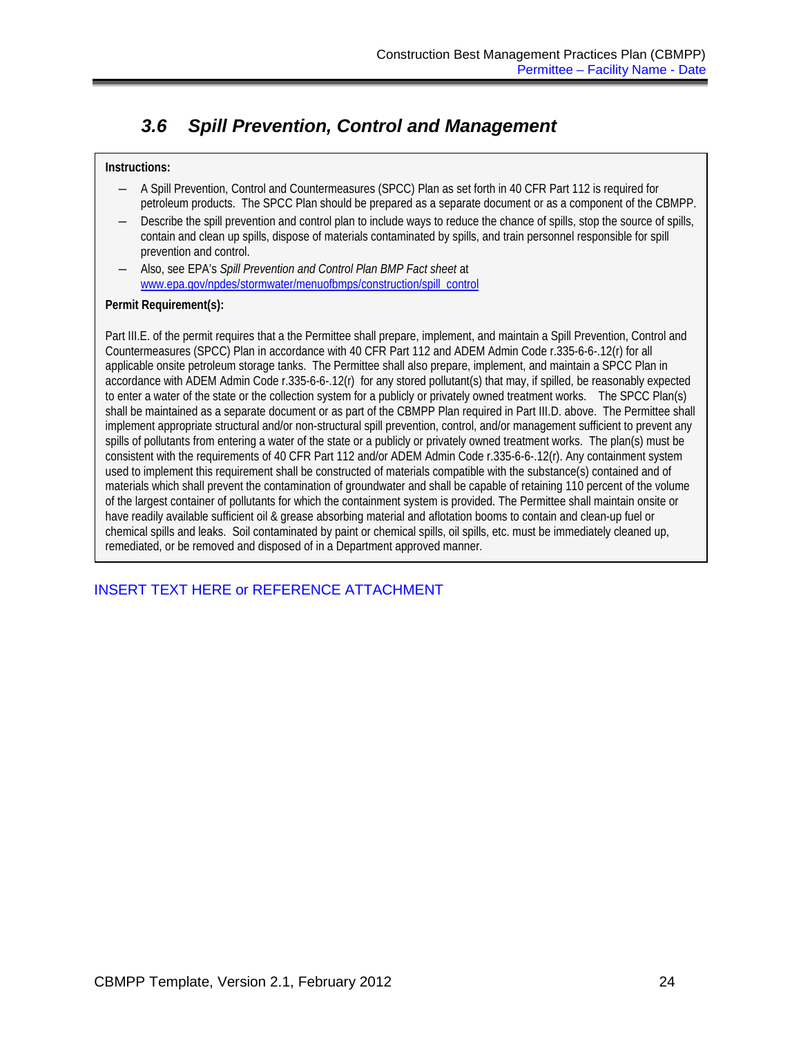## *3.6 Spill Prevention, Control and Management*

**Instructions:**

- A Spill Prevention, Control and Countermeasures (SPCC) Plan as set forth in 40 CFR Part 112 is required for petroleum products. The SPCC Plan should be prepared as a separate document or as a component of the CBMPP.
- Describe the spill prevention and control plan to include ways to reduce the chance of spills, stop the source of spills, contain and clean up spills, dispose of materials contaminated by spills, and train personnel responsible for spill prevention and control.
- Also, see EPA's *Spill Prevention and Control Plan BMP Fact sheet* at www.epa.gov/npdes/stormwater/menuofbmps/construction/spill_control

**Permit Requirement(s):**

Part III.E. of the permit requires that a the Permittee shall prepare, implement, and maintain a Spill Prevention, Control and Countermeasures (SPCC) Plan in accordance with 40 CFR Part 112 and ADEM Admin Code r.335-6-6-.12(r) for all applicable onsite petroleum storage tanks. The Permittee shall also prepare, implement, and maintain a SPCC Plan in accordance with ADEM Admin Code r.335-6-6-.12(r) for any stored pollutant(s) that may, if spilled, be reasonably expected to enter a water of the state or the collection system for a publicly or privately owned treatment works. The SPCC Plan(s) shall be maintained as a separate document or as part of the CBMPP Plan required in Part III.D. above. The Permittee shall implement appropriate structural and/or non-structural spill prevention, control, and/or management sufficient to prevent any spills of pollutants from entering a water of the state or a publicly or privately owned treatment works. The plan(s) must be consistent with the requirements of 40 CFR Part 112 and/or ADEM Admin Code r.335-6-6-.12(r). Any containment system used to implement this requirement shall be constructed of materials compatible with the substance(s) contained and of materials which shall prevent the contamination of groundwater and shall be capable of retaining 110 percent of the volume of the largest container of pollutants for which the containment system is provided. The Permittee shall maintain onsite or have readily available sufficient oil & grease absorbing material and aflotation booms to contain and clean-up fuel or chemical spills and leaks. Soil contaminated by paint or chemical spills, oil spills, etc. must be immediately cleaned up, remediated, or be removed and disposed of in a Department approved manner.

INSERT TEXT HERE or REFERENCE ATTACHMENT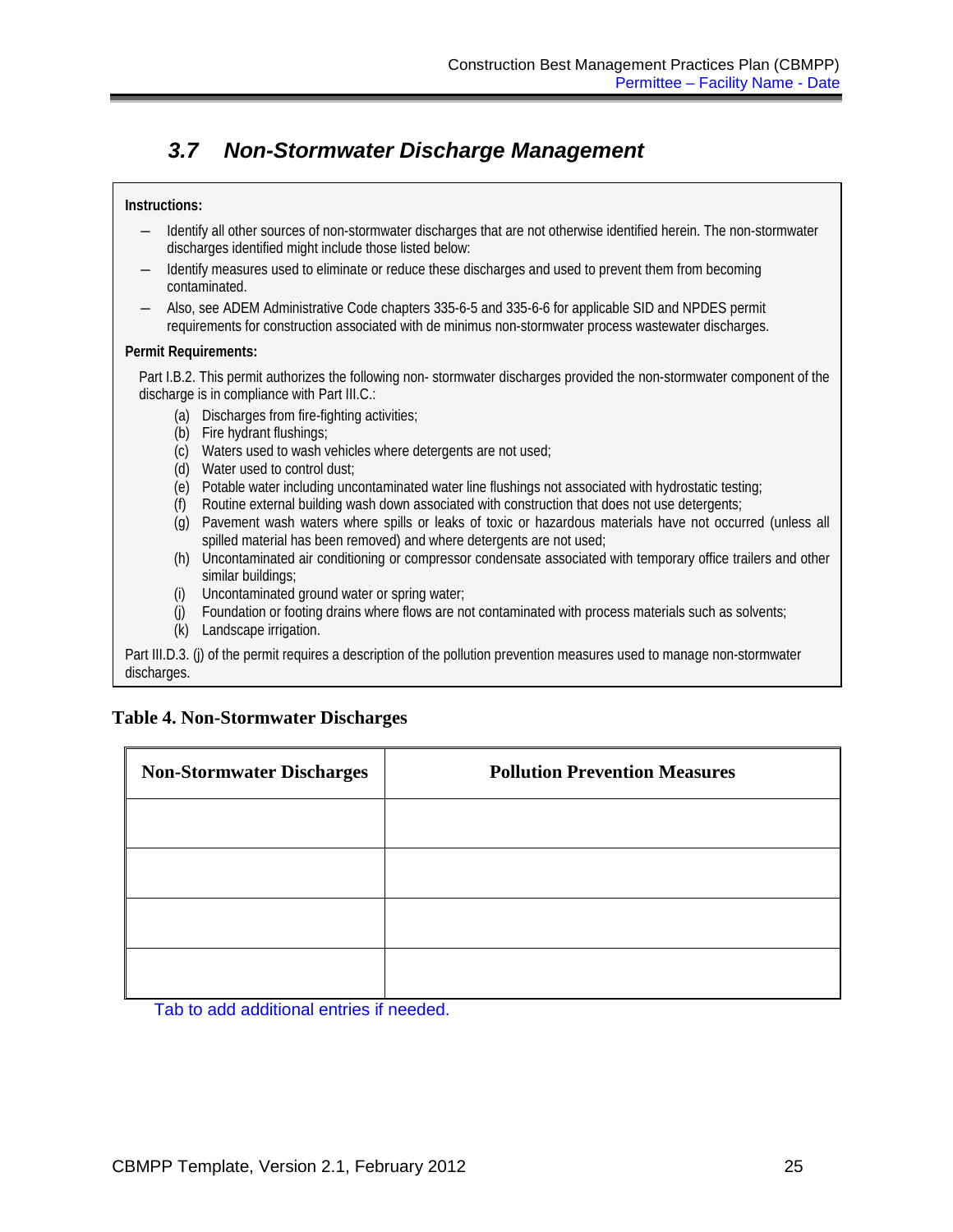## 3.7 Non-Stormwater Discharge Management

**Instructions:**

- Identify all other sources of non-stormwater discharges that are not otherwise identified herein. The non-stormwater discharges identified might include those listed below:
- Identify measures used to eliminate or reduce these discharges and used to prevent them from becoming contaminated.
- Also, see ADEM Administrative Code chapters 335-6-5 and 335-6-6 for applicable SID and NPDES permit requirements for construction associated with de minimus non-stormwater process wastewater discharges.

**Permit Requirements:**

Part I.B.2. This permit authorizes the following non- stormwater discharges provided the non-stormwater component of the discharge is in compliance with Part III.C.:

(a) Discharges from fire-fighting activities;
(b) Fire hydrant flushings;
(c) Waters used to wash vehicles where detergents are not used;
(d) Water used to control dust;
(e) Potable water including uncontaminated water line flushings not associated with hydrostatic testing;
(f) Routine external building wash down associated with construction that does not use detergents;
(g) Pavement wash waters where spills or leaks of toxic or hazardous materials have not occurred (unless all spilled material has been removed) and where detergents are not used;
(h) Uncontaminated air conditioning or compressor condensate associated with temporary office trailers and other similar buildings;
(i) Uncontaminated ground water or spring water;
(j) Foundation or footing drains where flows are not contaminated with process materials such as solvents;
(k) Landscape irrigation.

Part III.D.3. (j) of the permit requires a description of the pollution prevention measures used to manage non-stormwater discharges.

**Table 4. Non-Stormwater Discharges**

| Non-Stormwater Discharges | Pollution Prevention Measures |
|---|---|
| | |
| | |
| | |
| | |

Tab to add additional entries if needed.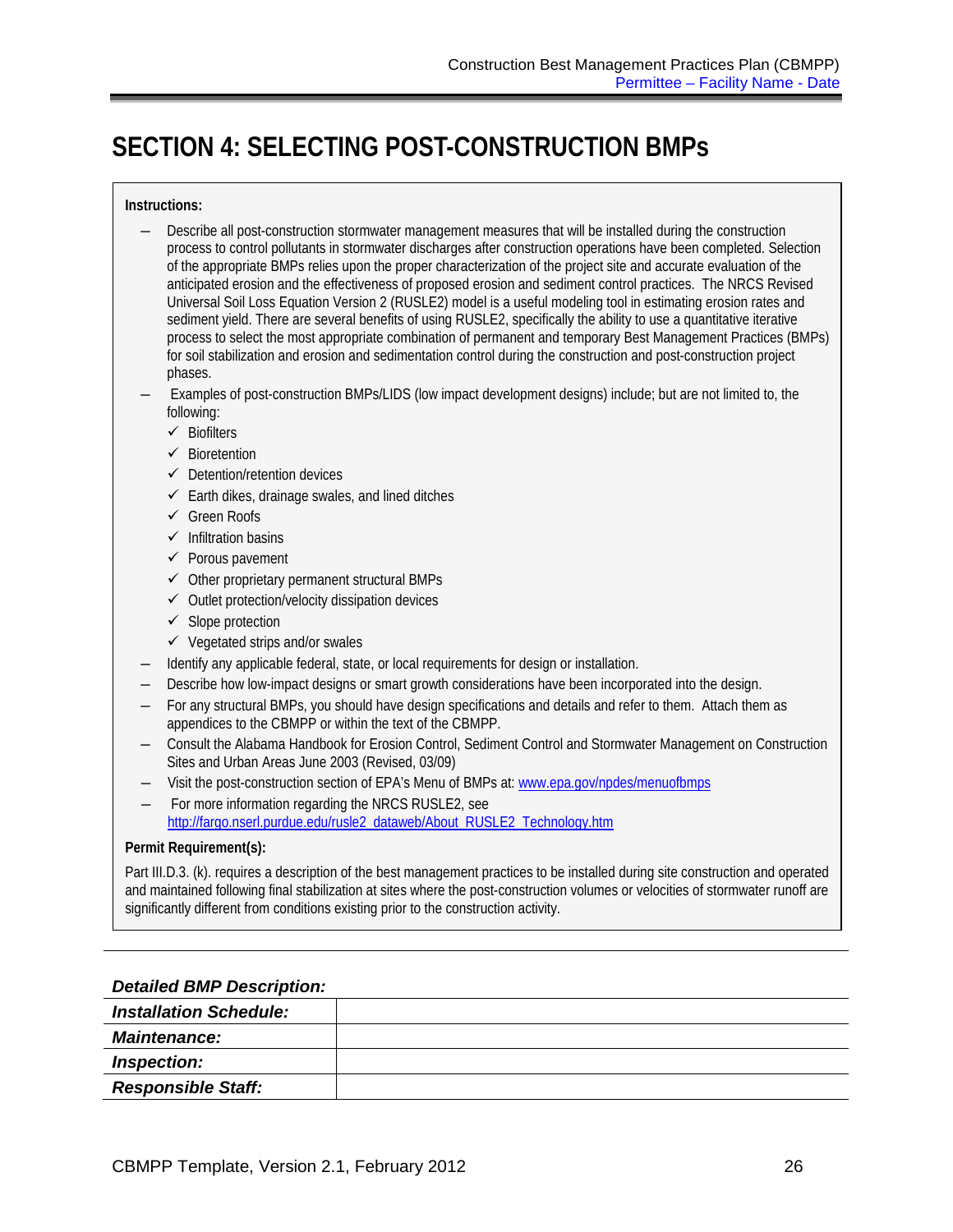# SECTION 4: SELECTING POST-CONSTRUCTION BMPs

**Instructions:**

- Describe all post-construction stormwater management measures that will be installed during the construction process to control pollutants in stormwater discharges after construction operations have been completed. Selection of the appropriate BMPs relies upon the proper characterization of the project site and accurate evaluation of the anticipated erosion and the effectiveness of proposed erosion and sediment control practices. The NRCS Revised Universal Soil Loss Equation Version 2 (RUSLE2) model is a useful modeling tool in estimating erosion rates and sediment yield. There are several benefits of using RUSLE2, specifically the ability to use a quantitative iterative process to select the most appropriate combination of permanent and temporary Best Management Practices (BMPs) for soil stabilization and erosion and sedimentation control during the construction and post-construction project phases.
- Examples of post-construction BMPs/LIDS (low impact development designs) include; but are not limited to, the following:
  - ✓ Biofilters
  - ✓ Bioretention
  - ✓ Detention/retention devices
  - ✓ Earth dikes, drainage swales, and lined ditches
  - ✓ Green Roofs
  - ✓ Infiltration basins
  - ✓ Porous pavement
  - ✓ Other proprietary permanent structural BMPs
  - ✓ Outlet protection/velocity dissipation devices
  - ✓ Slope protection
  - ✓ Vegetated strips and/or swales
- Identify any applicable federal, state, or local requirements for design or installation.
- Describe how low-impact designs or smart growth considerations have been incorporated into the design.
- For any structural BMPs, you should have design specifications and details and refer to them. Attach them as appendices to the CBMPP or within the text of the CBMPP.
- Consult the Alabama Handbook for Erosion Control, Sediment Control and Stormwater Management on Construction Sites and Urban Areas June 2003 (Revised, 03/09)
- Visit the post-construction section of EPA's Menu of BMPs at: www.epa.gov/npdes/menuofbmps
- For more information regarding the NRCS RUSLE2, see http://fargo.nserl.purdue.edu/rusle2_dataweb/About_RUSLE2_Technology.htm

**Permit Requirement(s):**

Part III.D.3. (k). requires a description of the best management practices to be installed during site construction and operated and maintained following final stabilization at sites where the post-construction volumes or velocities of stormwater runoff are significantly different from conditions existing prior to the construction activity.

***Detailed BMP Description:***

| | |
|---|---|
| ***Installation Schedule:*** | |
| ***Maintenance:*** | |
| ***Inspection:*** | |
| ***Responsible Staff:*** | |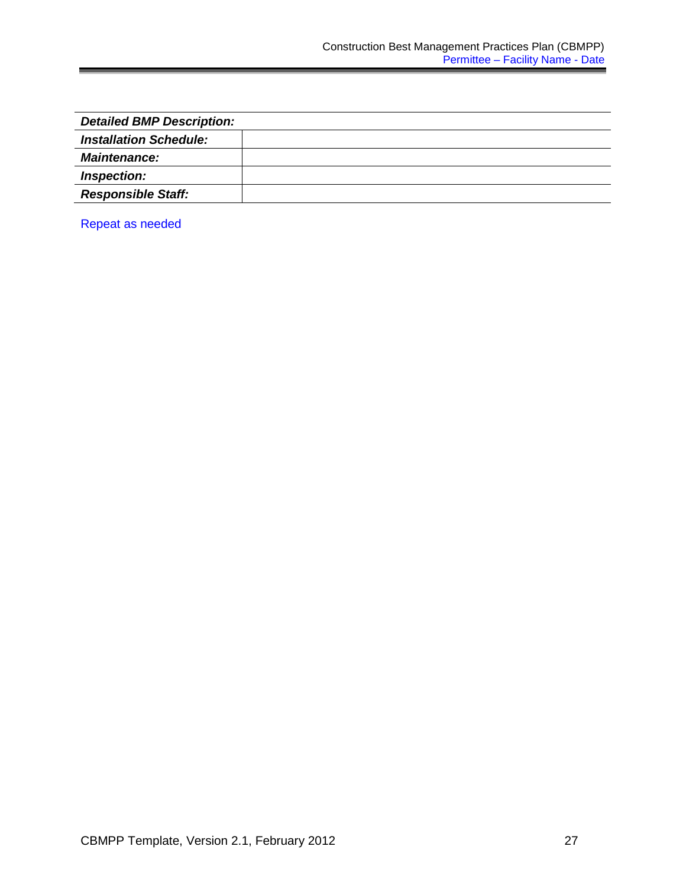| ***Detailed BMP Description:*** | |
|---|---|
| ***Installation Schedule:*** | |
| ***Maintenance:*** | |
| ***Inspection:*** | |
| ***Responsible Staff:*** | |

Repeat as needed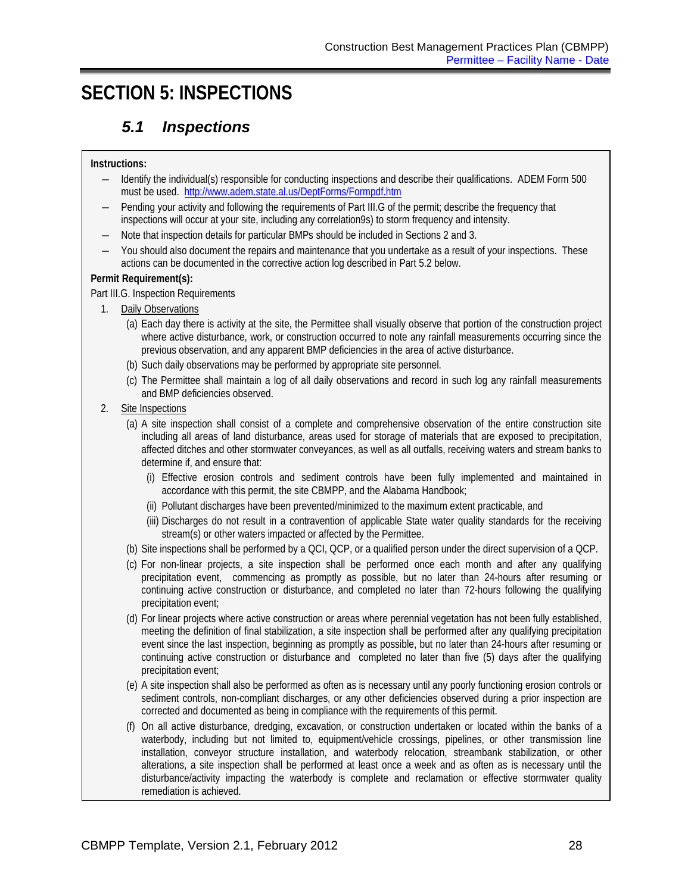# SECTION 5: INSPECTIONS

## 5.1 Inspections

**Instructions:**

– Identify the individual(s) responsible for conducting inspections and describe their qualifications. ADEM Form 500 must be used. http://www.adem.state.al.us/DeptForms/Formpdf.htm

– Pending your activity and following the requirements of Part III.G of the permit; describe the frequency that inspections will occur at your site, including any correlation9s) to storm frequency and intensity.

– Note that inspection details for particular BMPs should be included in Sections 2 and 3.

– You should also document the repairs and maintenance that you undertake as a result of your inspections. These actions can be documented in the corrective action log described in Part 5.2 below.

**Permit Requirement(s):**

Part III.G. Inspection Requirements

1. Daily Observations
   - (a) Each day there is activity at the site, the Permittee shall visually observe that portion of the construction project where active disturbance, work, or construction occurred to note any rainfall measurements occurring since the previous observation, and any apparent BMP deficiencies in the area of active disturbance.
   - (b) Such daily observations may be performed by appropriate site personnel.
   - (c) The Permittee shall maintain a log of all daily observations and record in such log any rainfall measurements and BMP deficiencies observed.

2. Site Inspections
   - (a) A site inspection shall consist of a complete and comprehensive observation of the entire construction site including all areas of land disturbance, areas used for storage of materials that are exposed to precipitation, affected ditches and other stormwater conveyances, as well as all outfalls, receiving waters and stream banks to determine if, and ensure that:
     - (i) Effective erosion controls and sediment controls have been fully implemented and maintained in accordance with this permit, the site CBMPP, and the Alabama Handbook;
     - (ii) Pollutant discharges have been prevented/minimized to the maximum extent practicable, and
     - (iii) Discharges do not result in a contravention of applicable State water quality standards for the receiving stream(s) or other waters impacted or affected by the Permittee.
   - (b) Site inspections shall be performed by a QCI, QCP, or a qualified person under the direct supervision of a QCP.
   - (c) For non-linear projects, a site inspection shall be performed once each month and after any qualifying precipitation event, commencing as promptly as possible, but no later than 24-hours after resuming or continuing active construction or disturbance, and completed no later than 72-hours following the qualifying precipitation event;
   - (d) For linear projects where active construction or areas where perennial vegetation has not been fully established, meeting the definition of final stabilization, a site inspection shall be performed after any qualifying precipitation event since the last inspection, beginning as promptly as possible, but no later than 24-hours after resuming or continuing active construction or disturbance and completed no later than five (5) days after the qualifying precipitation event;
   - (e) A site inspection shall also be performed as often as is necessary until any poorly functioning erosion controls or sediment controls, non-compliant discharges, or any other deficiencies observed during a prior inspection are corrected and documented as being in compliance with the requirements of this permit.
   - (f) On all active disturbance, dredging, excavation, or construction undertaken or located within the banks of a waterbody, including but not limited to, equipment/vehicle crossings, pipelines, or other transmission line installation, conveyor structure installation, and waterbody relocation, streambank stabilization, or other alterations, a site inspection shall be performed at least once a week and as often as is necessary until the disturbance/activity impacting the waterbody is complete and reclamation or effective stormwater quality remediation is achieved.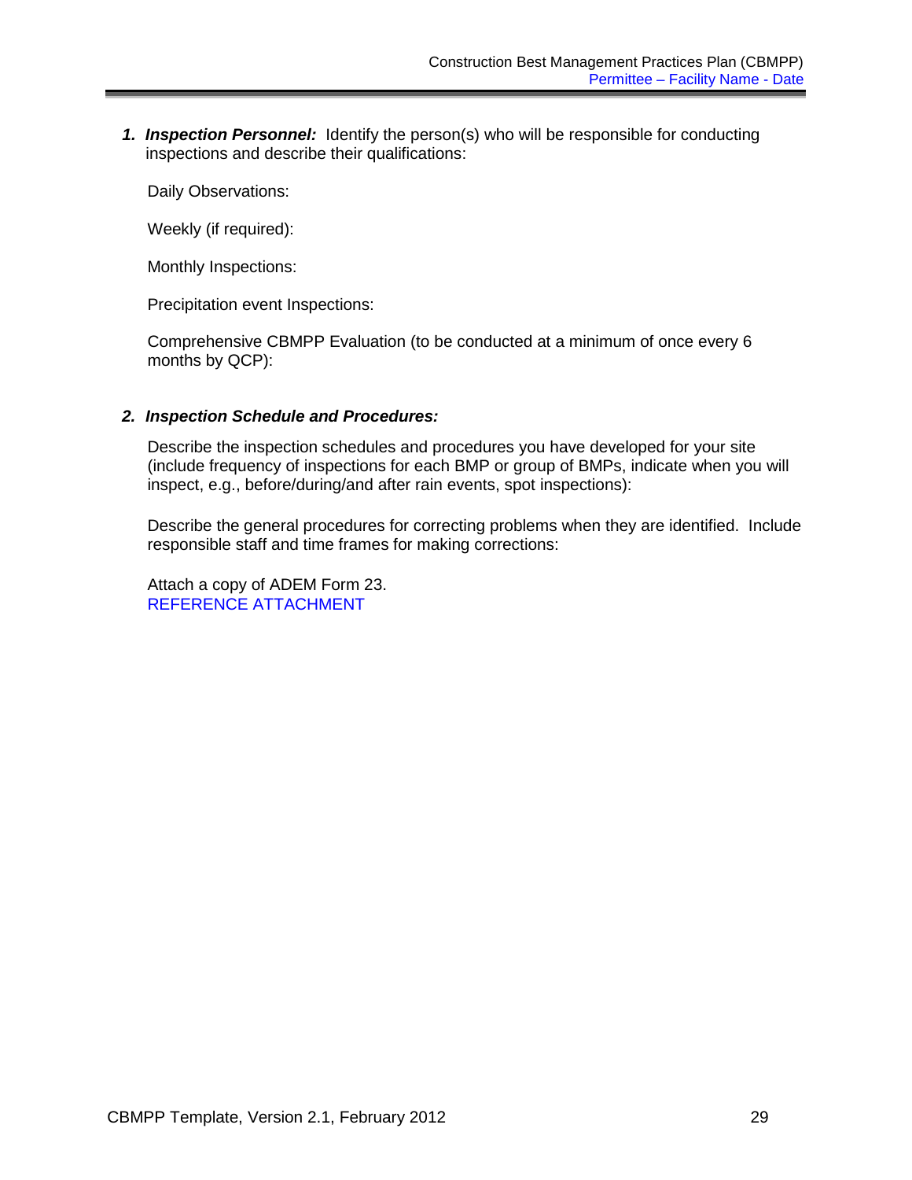1. ***Inspection Personnel:*** Identify the person(s) who will be responsible for conducting inspections and describe their qualifications:

   Daily Observations:

   Weekly (if required):

   Monthly Inspections:

   Precipitation event Inspections:

   Comprehensive CBMPP Evaluation (to be conducted at a minimum of once every 6 months by QCP):

2. ***Inspection Schedule and Procedures:***

   Describe the inspection schedules and procedures you have developed for your site (include frequency of inspections for each BMP or group of BMPs, indicate when you will inspect, e.g., before/during/and after rain events, spot inspections):

   Describe the general procedures for correcting problems when they are identified. Include responsible staff and time frames for making corrections:

   Attach a copy of ADEM Form 23.
   REFERENCE ATTACHMENT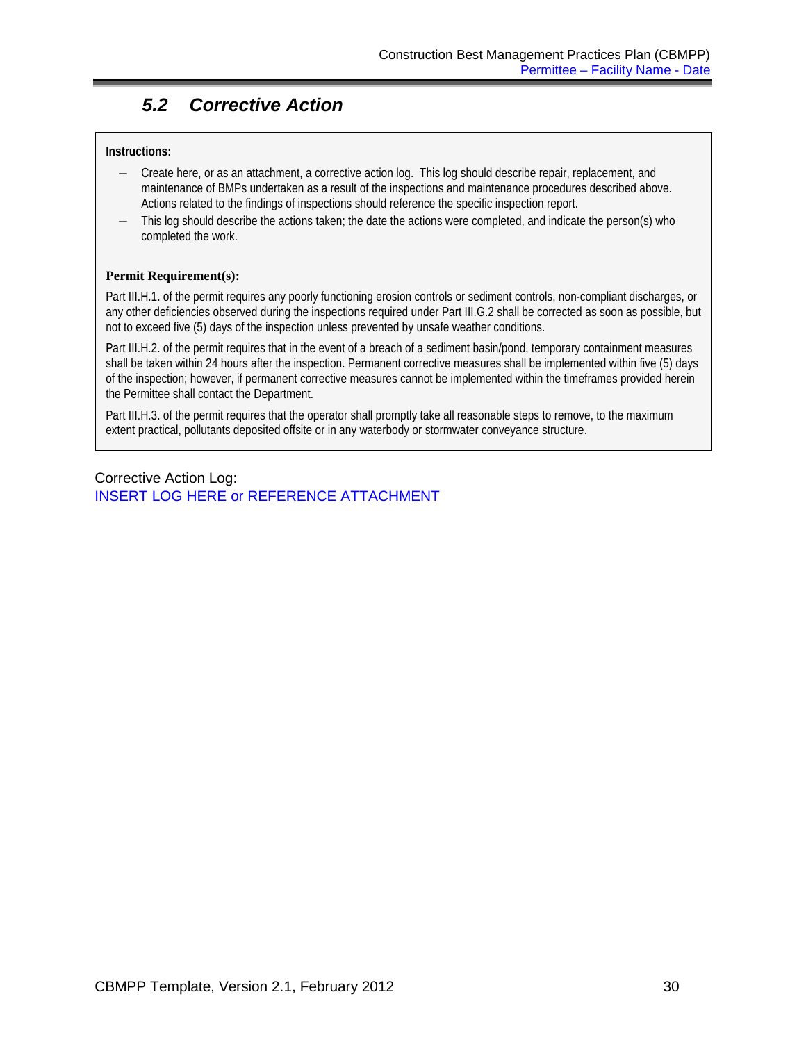## 5.2 Corrective Action

**Instructions:**

- Create here, or as an attachment, a corrective action log. This log should describe repair, replacement, and maintenance of BMPs undertaken as a result of the inspections and maintenance procedures described above. Actions related to the findings of inspections should reference the specific inspection report.
- This log should describe the actions taken; the date the actions were completed, and indicate the person(s) who completed the work.

**Permit Requirement(s):**

Part III.H.1. of the permit requires any poorly functioning erosion controls or sediment controls, non-compliant discharges, or any other deficiencies observed during the inspections required under Part III.G.2 shall be corrected as soon as possible, but not to exceed five (5) days of the inspection unless prevented by unsafe weather conditions.

Part III.H.2. of the permit requires that in the event of a breach of a sediment basin/pond, temporary containment measures shall be taken within 24 hours after the inspection. Permanent corrective measures shall be implemented within five (5) days of the inspection; however, if permanent corrective measures cannot be implemented within the timeframes provided herein the Permittee shall contact the Department.

Part III.H.3. of the permit requires that the operator shall promptly take all reasonable steps to remove, to the maximum extent practical, pollutants deposited offsite or in any waterbody or stormwater conveyance structure.

Corrective Action Log:
INSERT LOG HERE or REFERENCE ATTACHMENT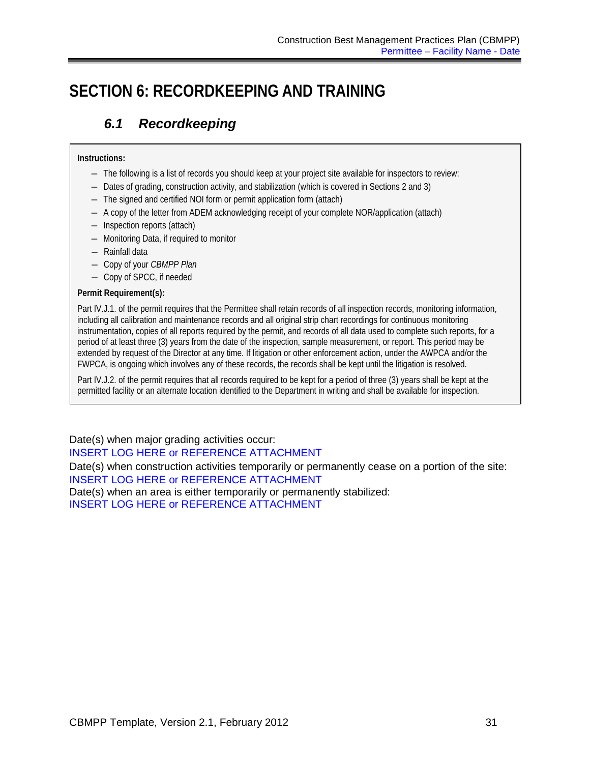# SECTION 6: RECORDKEEPING AND TRAINING

## *6.1 Recordkeeping*

**Instructions:**

- The following is a list of records you should keep at your project site available for inspectors to review:
- Dates of grading, construction activity, and stabilization (which is covered in Sections 2 and 3)
- The signed and certified NOI form or permit application form (attach)
- A copy of the letter from ADEM acknowledging receipt of your complete NOR/application (attach)
- Inspection reports (attach)
- Monitoring Data, if required to monitor
- Rainfall data
- Copy of your *CBMPP Plan*
- Copy of SPCC, if needed

**Permit Requirement(s):**

Part IV.J.1. of the permit requires that the Permittee shall retain records of all inspection records, monitoring information, including all calibration and maintenance records and all original strip chart recordings for continuous monitoring instrumentation, copies of all reports required by the permit, and records of all data used to complete such reports, for a period of at least three (3) years from the date of the inspection, sample measurement, or report. This period may be extended by request of the Director at any time. If litigation or other enforcement action, under the AWPCA and/or the FWPCA, is ongoing which involves any of these records, the records shall be kept until the litigation is resolved.

Part IV.J.2. of the permit requires that all records required to be kept for a period of three (3) years shall be kept at the permitted facility or an alternate location identified to the Department in writing and shall be available for inspection.

Date(s) when major grading activities occur:
INSERT LOG HERE or REFERENCE ATTACHMENT

Date(s) when construction activities temporarily or permanently cease on a portion of the site:
INSERT LOG HERE or REFERENCE ATTACHMENT

Date(s) when an area is either temporarily or permanently stabilized:
INSERT LOG HERE or REFERENCE ATTACHMENT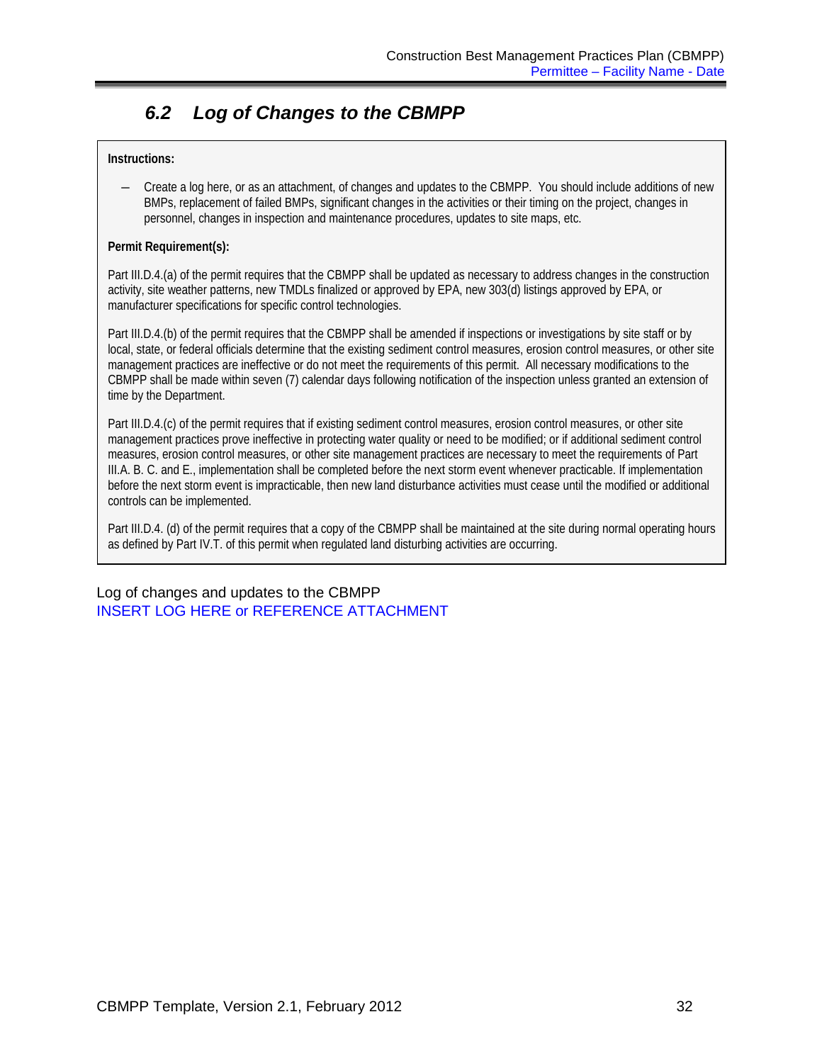## 6.2 Log of Changes to the CBMPP

**Instructions:**

– Create a log here, or as an attachment, of changes and updates to the CBMPP. You should include additions of new BMPs, replacement of failed BMPs, significant changes in the activities or their timing on the project, changes in personnel, changes in inspection and maintenance procedures, updates to site maps, etc.

**Permit Requirement(s):**

Part III.D.4.(a) of the permit requires that the CBMPP shall be updated as necessary to address changes in the construction activity, site weather patterns, new TMDLs finalized or approved by EPA, new 303(d) listings approved by EPA, or manufacturer specifications for specific control technologies.

Part III.D.4.(b) of the permit requires that the CBMPP shall be amended if inspections or investigations by site staff or by local, state, or federal officials determine that the existing sediment control measures, erosion control measures, or other site management practices are ineffective or do not meet the requirements of this permit. All necessary modifications to the CBMPP shall be made within seven (7) calendar days following notification of the inspection unless granted an extension of time by the Department.

Part III.D.4.(c) of the permit requires that if existing sediment control measures, erosion control measures, or other site management practices prove ineffective in protecting water quality or need to be modified; or if additional sediment control measures, erosion control measures, or other site management practices are necessary to meet the requirements of Part III.A. B. C. and E., implementation shall be completed before the next storm event whenever practicable. If implementation before the next storm event is impracticable, then new land disturbance activities must cease until the modified or additional controls can be implemented.

Part III.D.4. (d) of the permit requires that a copy of the CBMPP shall be maintained at the site during normal operating hours as defined by Part IV.T. of this permit when regulated land disturbing activities are occurring.

Log of changes and updates to the CBMPP

INSERT LOG HERE or REFERENCE ATTACHMENT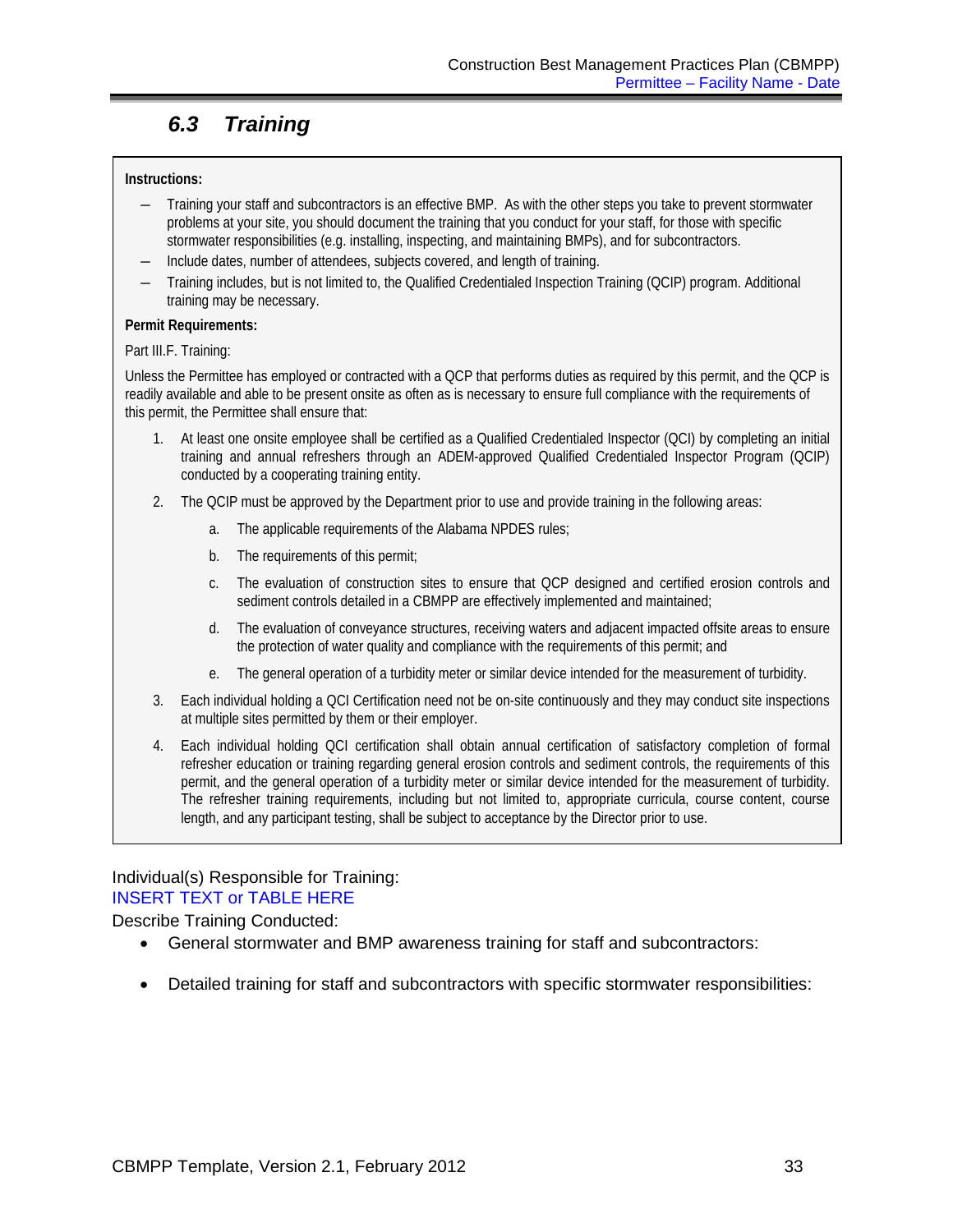## 6.3 Training

**Instructions:**

- Training your staff and subcontractors is an effective BMP. As with the other steps you take to prevent stormwater problems at your site, you should document the training that you conduct for your staff, for those with specific stormwater responsibilities (e.g. installing, inspecting, and maintaining BMPs), and for subcontractors.
- Include dates, number of attendees, subjects covered, and length of training.
- Training includes, but is not limited to, the Qualified Credentialed Inspection Training (QCIP) program. Additional training may be necessary.

**Permit Requirements:**

Part III.F. Training:

Unless the Permittee has employed or contracted with a QCP that performs duties as required by this permit, and the QCP is readily available and able to be present onsite as often as is necessary to ensure full compliance with the requirements of this permit, the Permittee shall ensure that:

1. At least one onsite employee shall be certified as a Qualified Credentialed Inspector (QCI) by completing an initial training and annual refreshers through an ADEM-approved Qualified Credentialed Inspector Program (QCIP) conducted by a cooperating training entity.
2. The QCIP must be approved by the Department prior to use and provide training in the following areas:
   a. The applicable requirements of the Alabama NPDES rules;
   b. The requirements of this permit;
   c. The evaluation of construction sites to ensure that QCP designed and certified erosion controls and sediment controls detailed in a CBMPP are effectively implemented and maintained;
   d. The evaluation of conveyance structures, receiving waters and adjacent impacted offsite areas to ensure the protection of water quality and compliance with the requirements of this permit; and
   e. The general operation of a turbidity meter or similar device intended for the measurement of turbidity.
3. Each individual holding a QCI Certification need not be on-site continuously and they may conduct site inspections at multiple sites permitted by them or their employer.
4. Each individual holding QCI certification shall obtain annual certification of satisfactory completion of formal refresher education or training regarding general erosion controls and sediment controls, the requirements of this permit, and the general operation of a turbidity meter or similar device intended for the measurement of turbidity. The refresher training requirements, including but not limited to, appropriate curricula, course content, course length, and any participant testing, shall be subject to acceptance by the Director prior to use.

Individual(s) Responsible for Training:
INSERT TEXT or TABLE HERE

Describe Training Conducted:

- General stormwater and BMP awareness training for staff and subcontractors:

- Detailed training for staff and subcontractors with specific stormwater responsibilities: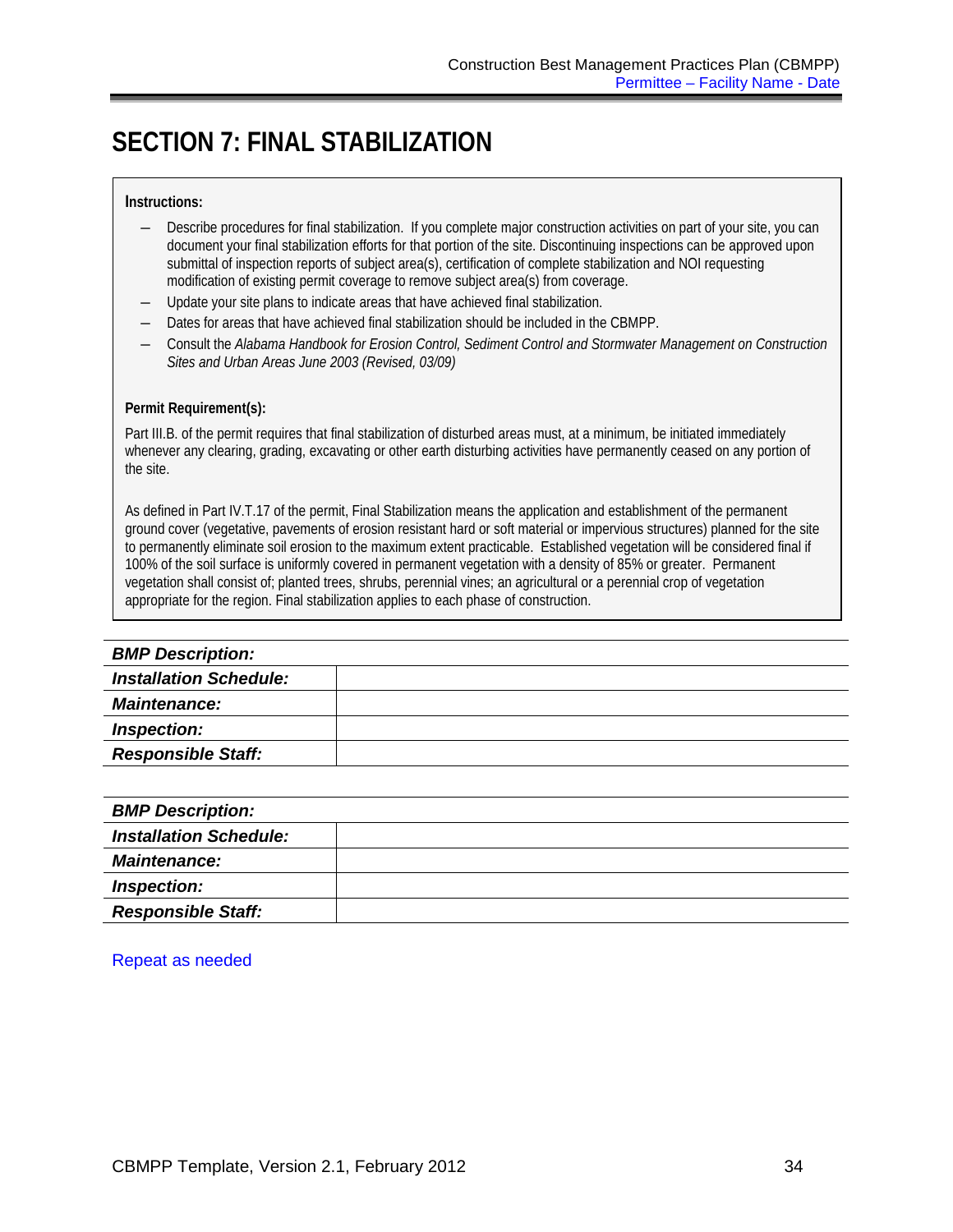# SECTION 7: FINAL STABILIZATION

**Instructions:**

- Describe procedures for final stabilization. If you complete major construction activities on part of your site, you can document your final stabilization efforts for that portion of the site. Discontinuing inspections can be approved upon submittal of inspection reports of subject area(s), certification of complete stabilization and NOI requesting modification of existing permit coverage to remove subject area(s) from coverage.
- Update your site plans to indicate areas that have achieved final stabilization.
- Dates for areas that have achieved final stabilization should be included in the CBMPP.
- Consult the *Alabama Handbook for Erosion Control, Sediment Control and Stormwater Management on Construction Sites and Urban Areas June 2003 (Revised, 03/09)*

**Permit Requirement(s):**

Part III.B. of the permit requires that final stabilization of disturbed areas must, at a minimum, be initiated immediately whenever any clearing, grading, excavating or other earth disturbing activities have permanently ceased on any portion of the site.

As defined in Part IV.T.17 of the permit, Final Stabilization means the application and establishment of the permanent ground cover (vegetative, pavements of erosion resistant hard or soft material or impervious structures) planned for the site to permanently eliminate soil erosion to the maximum extent practicable. Established vegetation will be considered final if 100% of the soil surface is uniformly covered in permanent vegetation with a density of 85% or greater. Permanent vegetation shall consist of; planted trees, shrubs, perennial vines; an agricultural or a perennial crop of vegetation appropriate for the region. Final stabilization applies to each phase of construction.

| ***BMP Description:*** | |
|---|---|
| ***Installation Schedule:*** | |
| ***Maintenance:*** | |
| ***Inspection:*** | |
| ***Responsible Staff:*** | |

| ***BMP Description:*** | |
|---|---|
| ***Installation Schedule:*** | |
| ***Maintenance:*** | |
| ***Inspection:*** | |
| ***Responsible Staff:*** | |

Repeat as needed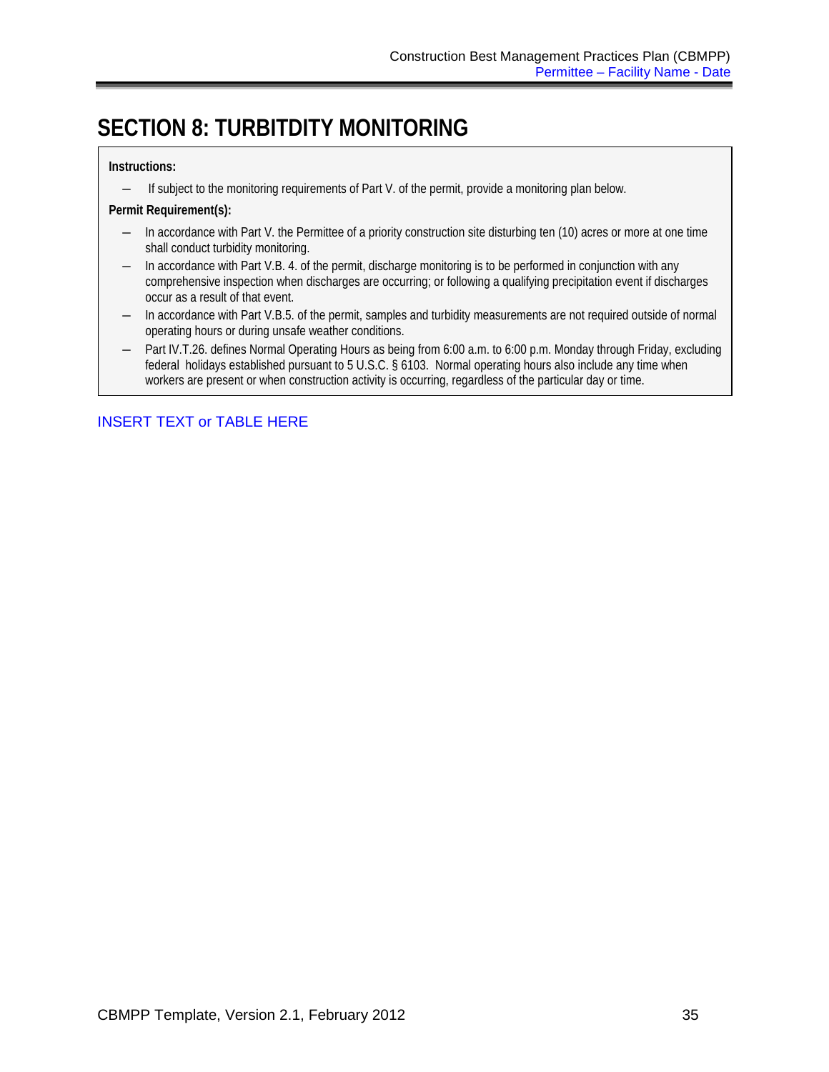# SECTION 8: TURBITDITY MONITORING

**Instructions:**

- If subject to the monitoring requirements of Part V. of the permit, provide a monitoring plan below.

**Permit Requirement(s):**

- In accordance with Part V. the Permittee of a priority construction site disturbing ten (10) acres or more at one time shall conduct turbidity monitoring.
- In accordance with Part V.B. 4. of the permit, discharge monitoring is to be performed in conjunction with any comprehensive inspection when discharges are occurring; or following a qualifying precipitation event if discharges occur as a result of that event.
- In accordance with Part V.B.5. of the permit, samples and turbidity measurements are not required outside of normal operating hours or during unsafe weather conditions.
- Part IV.T.26. defines Normal Operating Hours as being from 6:00 a.m. to 6:00 p.m. Monday through Friday, excluding federal holidays established pursuant to 5 U.S.C. § 6103. Normal operating hours also include any time when workers are present or when construction activity is occurring, regardless of the particular day or time.

INSERT TEXT or TABLE HERE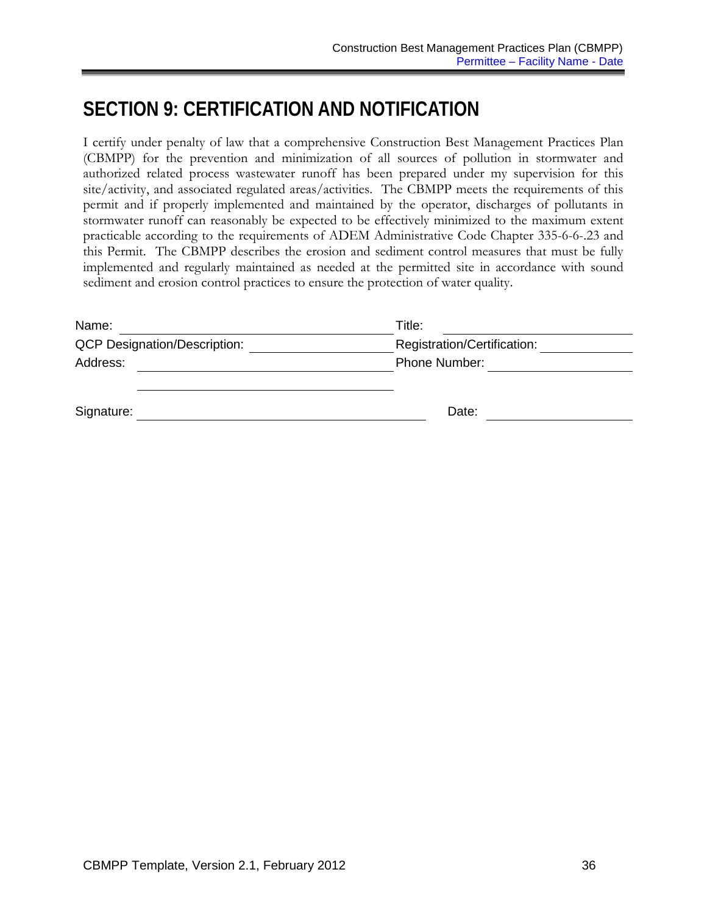# SECTION 9: CERTIFICATION AND NOTIFICATION

I certify under penalty of law that a comprehensive Construction Best Management Practices Plan (CBMPP) for the prevention and minimization of all sources of pollution in stormwater and authorized related process wastewater runoff has been prepared under my supervision for this site/activity, and associated regulated areas/activities. The CBMPP meets the requirements of this permit and if properly implemented and maintained by the operator, discharges of pollutants in stormwater runoff can reasonably be expected to be effectively minimized to the maximum extent practicable according to the requirements of ADEM Administrative Code Chapter 335-6-6-.23 and this Permit. The CBMPP describes the erosion and sediment control measures that must be fully implemented and regularly maintained as needed at the permitted site in accordance with sound sediment and erosion control practices to ensure the protection of water quality.

Name: ______________________________ Title: ______________________

QCP Designation/Description: ______________ Registration/Certification: __________

Address: ____________________________ Phone Number: ________________

______________________________

Signature: ______________________________ Date: ______________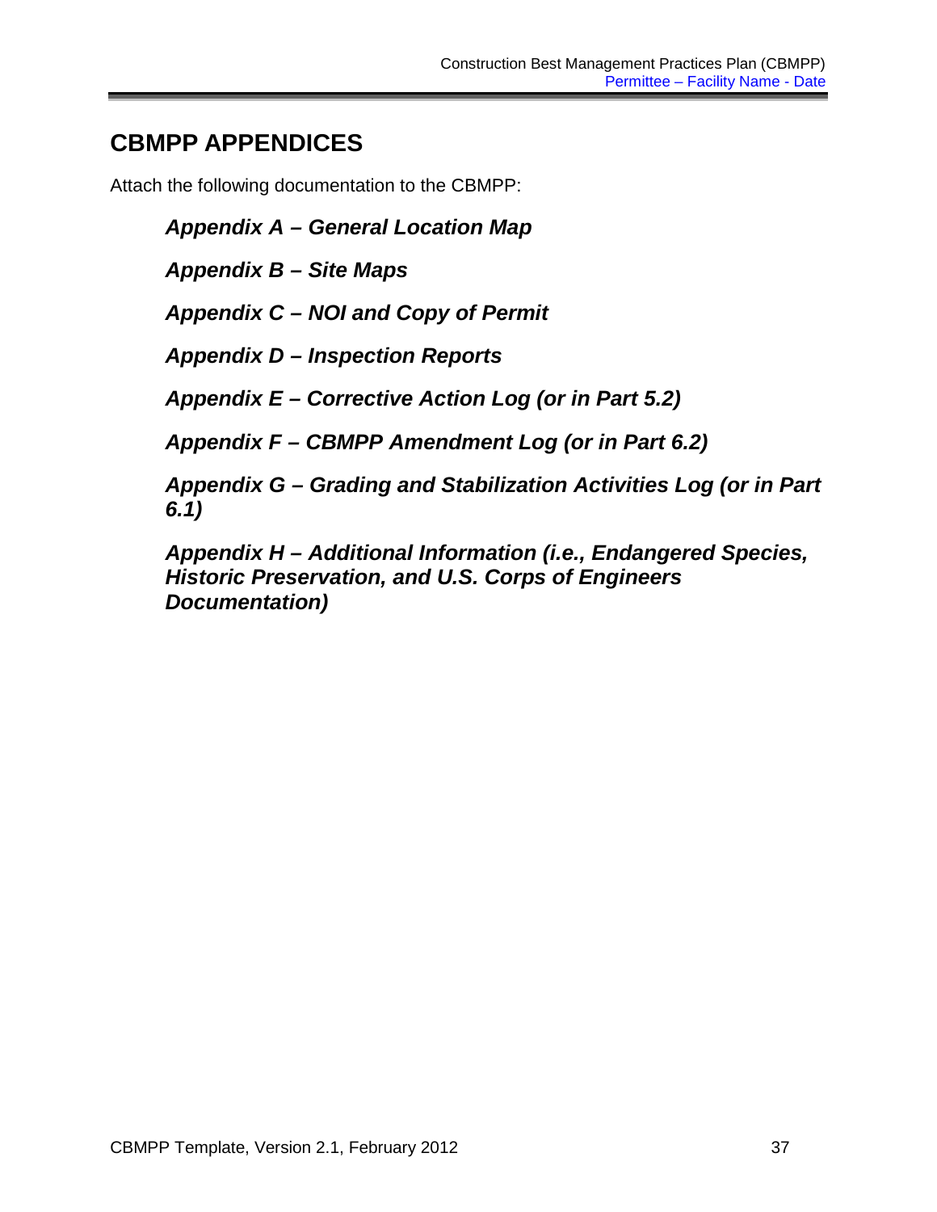## CBMPP APPENDICES

Attach the following documentation to the CBMPP:

***Appendix A – General Location Map***

***Appendix B – Site Maps***

***Appendix C – NOI and Copy of Permit***

***Appendix D – Inspection Reports***

***Appendix E – Corrective Action Log (or in Part 5.2)***

***Appendix F – CBMPP Amendment Log (or in Part 6.2)***

***Appendix G – Grading and Stabilization Activities Log (or in Part 6.1)***

***Appendix H – Additional Information (i.e., Endangered Species, Historic Preservation, and U.S. Corps of Engineers Documentation)***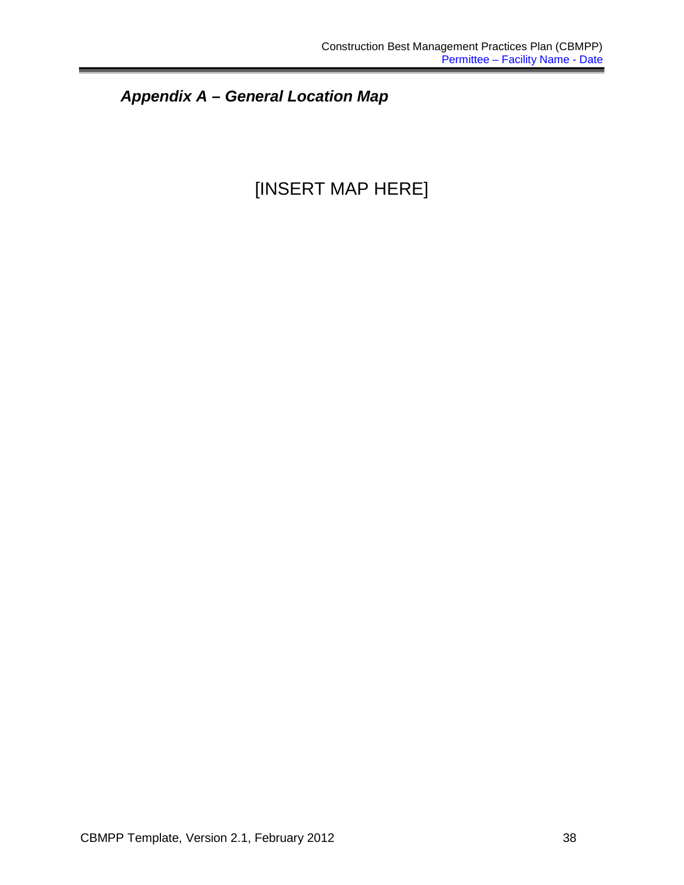## *Appendix A – General Location Map*

[INSERT MAP HERE]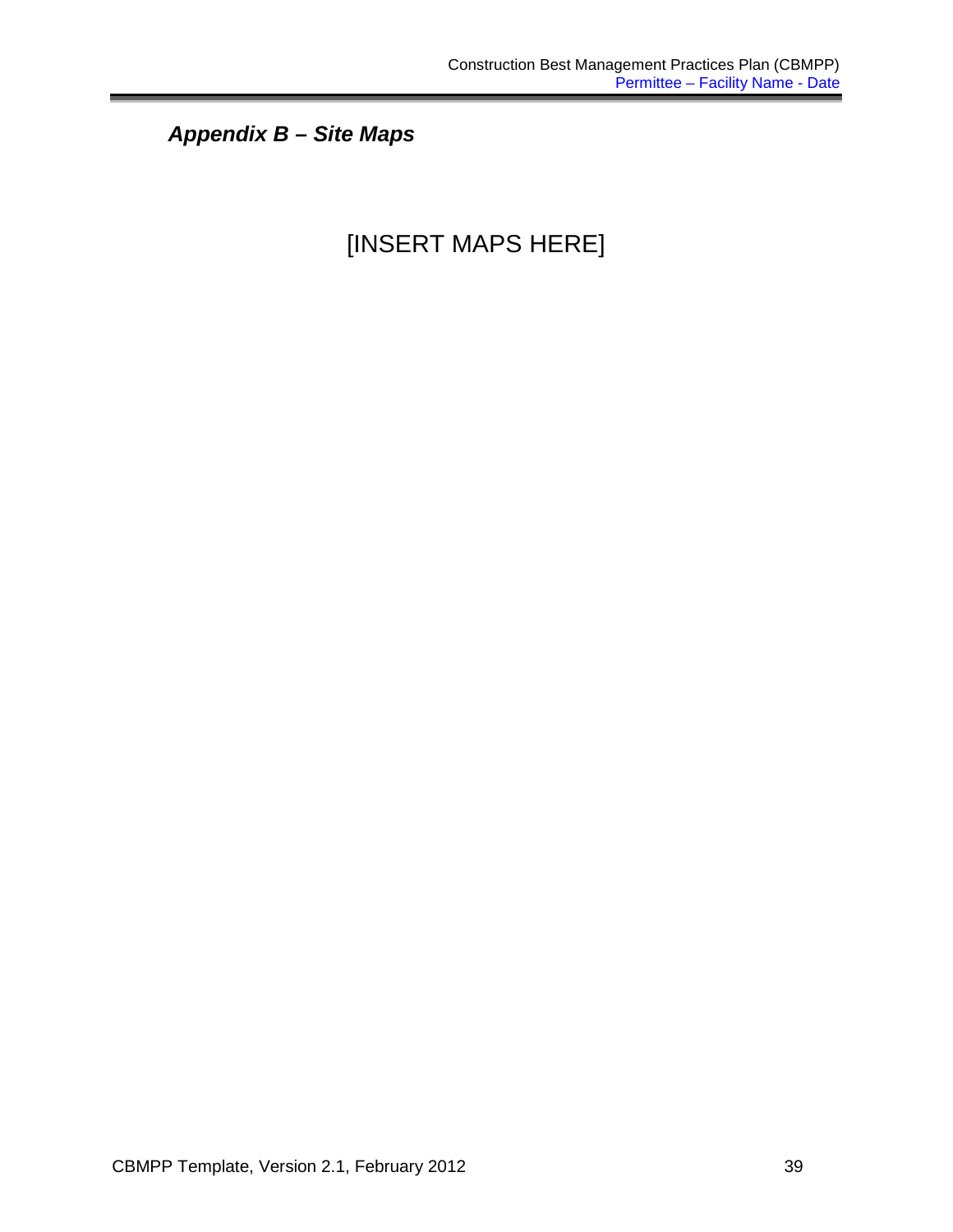## *Appendix B – Site Maps*

[INSERT MAPS HERE]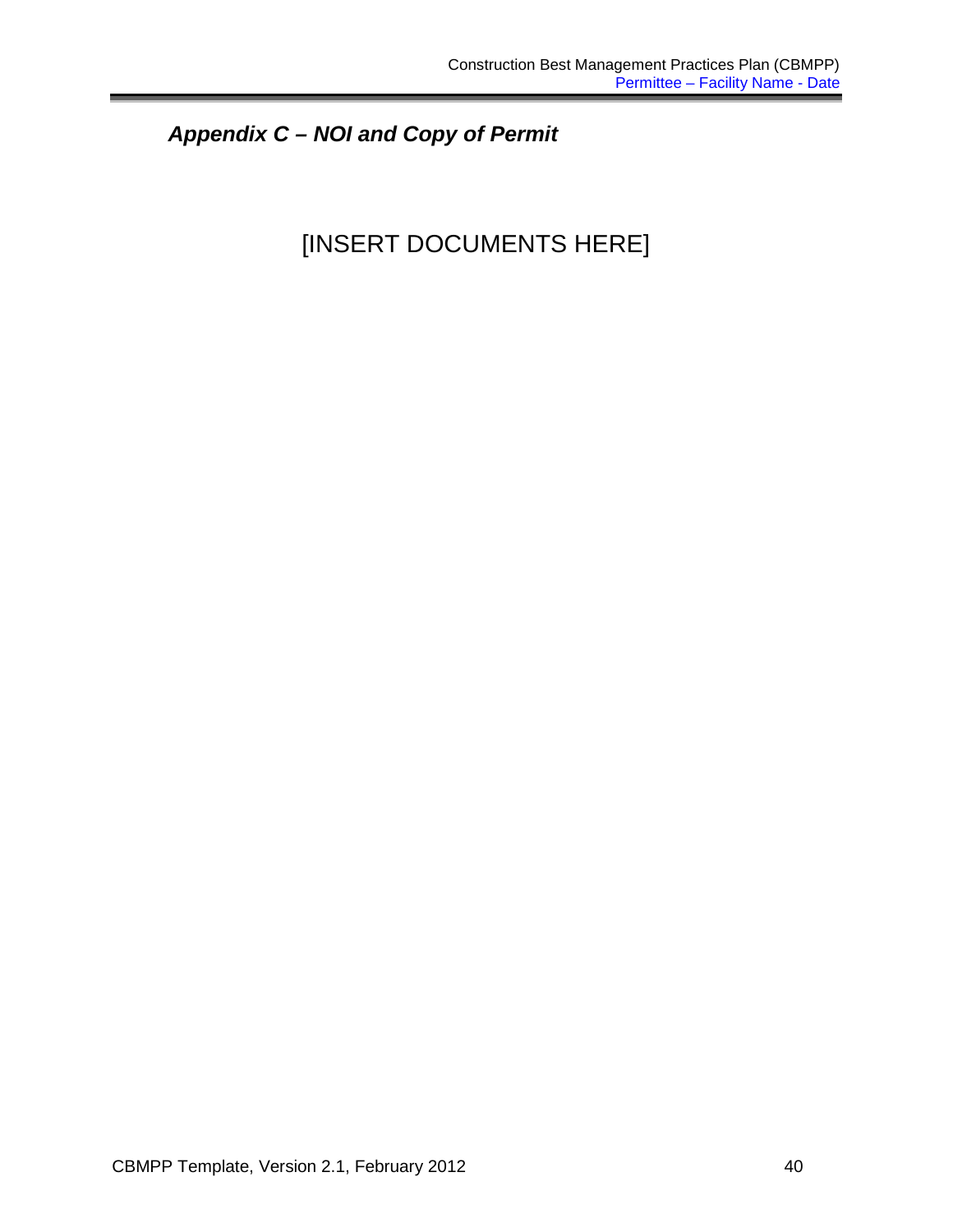## *Appendix C – NOI and Copy of Permit*

[INSERT DOCUMENTS HERE]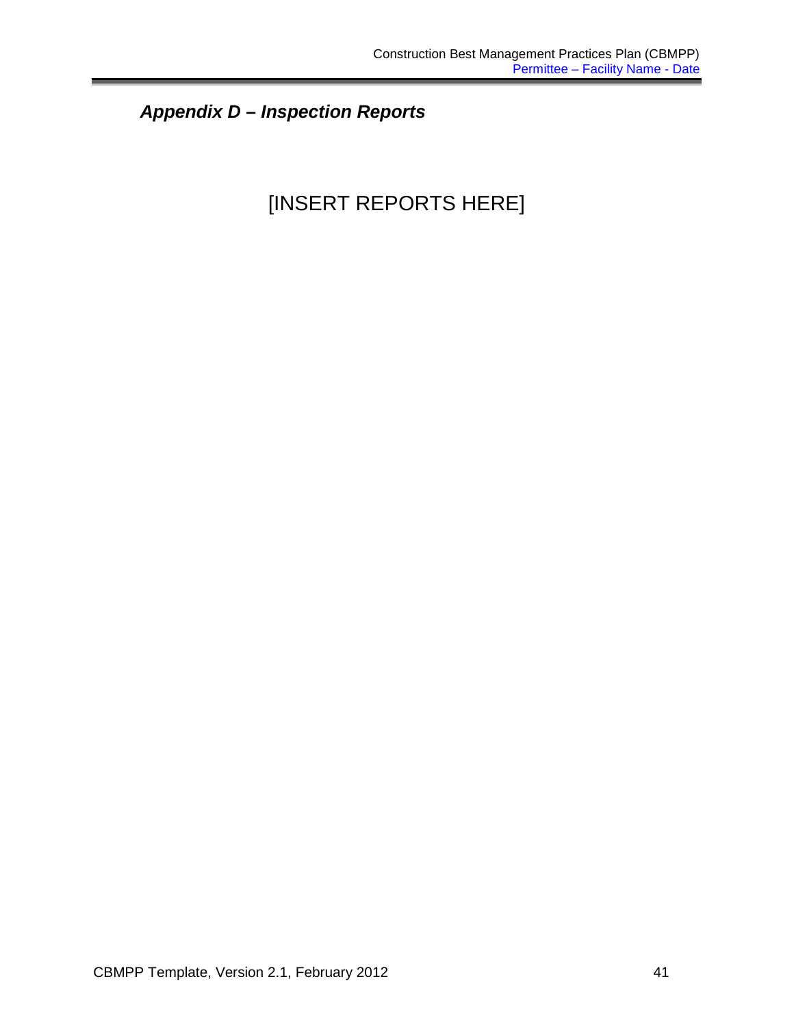## *Appendix D – Inspection Reports*

[INSERT REPORTS HERE]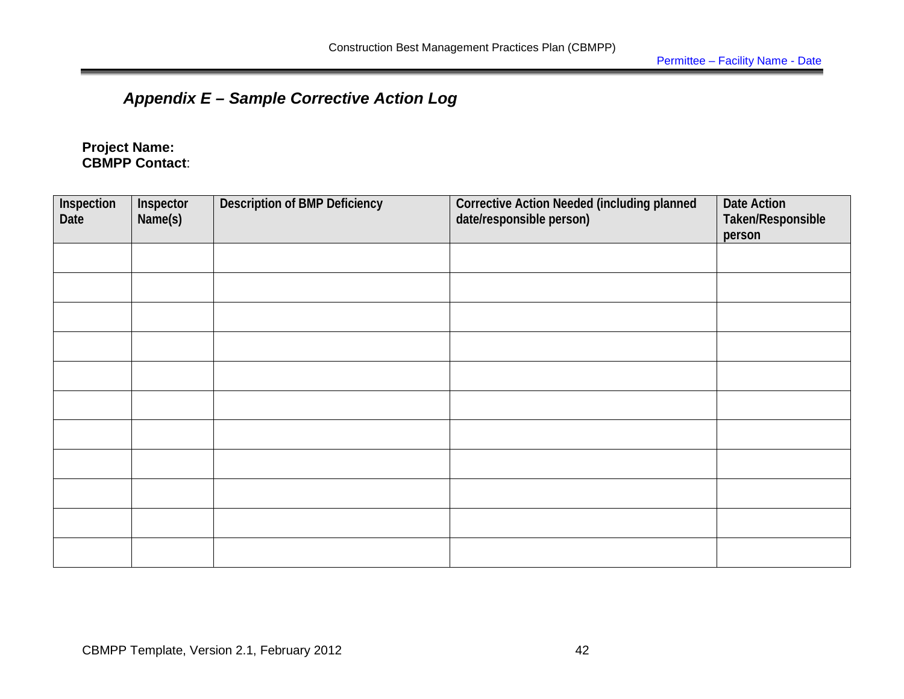## *Appendix E – Sample Corrective Action Log*

**Project Name:**
**CBMPP Contact**:

| Inspection Date | Inspector Name(s) | Description of BMP Deficiency | Corrective Action Needed (including planned date/responsible person) | Date Action Taken/Responsible person |
|---|---|---|---|---|
| | | | | |
| | | | | |
| | | | | |
| | | | | |
| | | | | |
| | | | | |
| | | | | |
| | | | | |
| | | | | |
| | | | | |
| | | | | |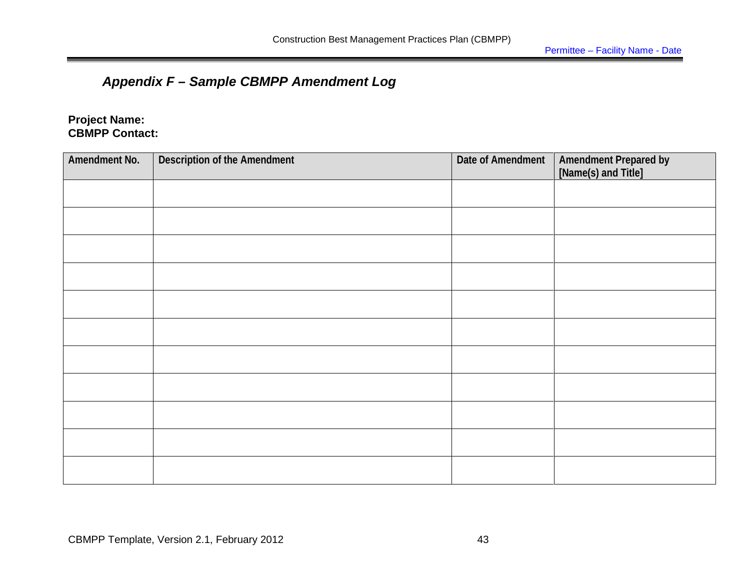## *Appendix F – Sample CBMPP Amendment Log*

**Project Name:**
**CBMPP Contact:**

| Amendment No. | Description of the Amendment | Date of Amendment | Amendment Prepared by [Name(s) and Title] |
|---|---|---|---|
| | | | |
| | | | |
| | | | |
| | | | |
| | | | |
| | | | |
| | | | |
| | | | |
| | | | |
| | | | |
| | | | |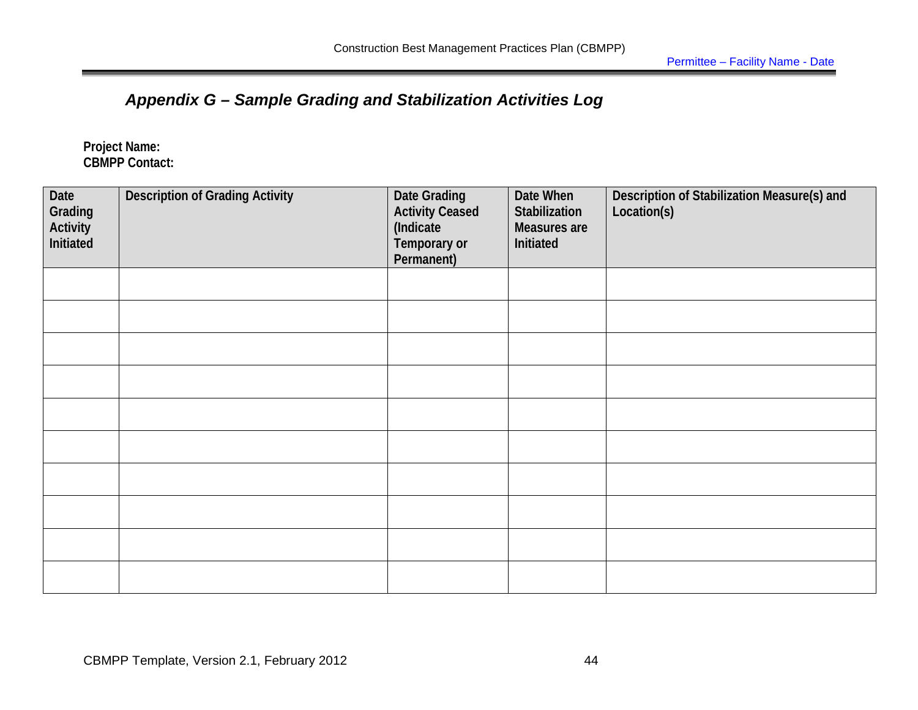## *Appendix G – Sample Grading and Stabilization Activities Log*

**Project Name:**
**CBMPP Contact:**

| Date Grading Activity Initiated | Description of Grading Activity | Date Grading Activity Ceased (Indicate Temporary or Permanent) | Date When Stabilization Measures are Initiated | Description of Stabilization Measure(s) and Location(s) |
|---|---|---|---|---|
| | | | | |
| | | | | |
| | | | | |
| | | | | |
| | | | | |
| | | | | |
| | | | | |
| | | | | |
| | | | | |
| | | | | |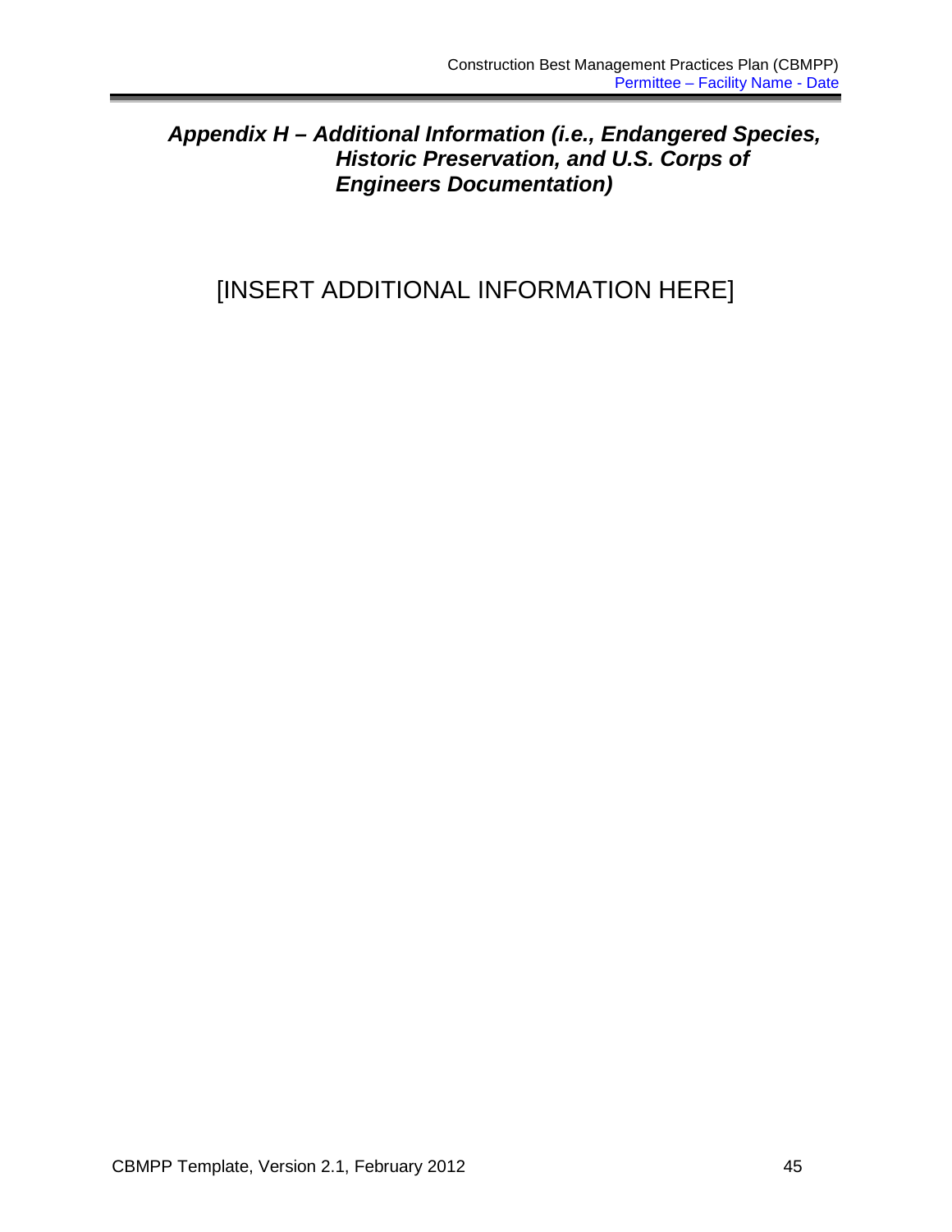# *Appendix H – Additional Information (i.e., Endangered Species, Historic Preservation, and U.S. Corps of Engineers Documentation)*

[INSERT ADDITIONAL INFORMATION HERE]